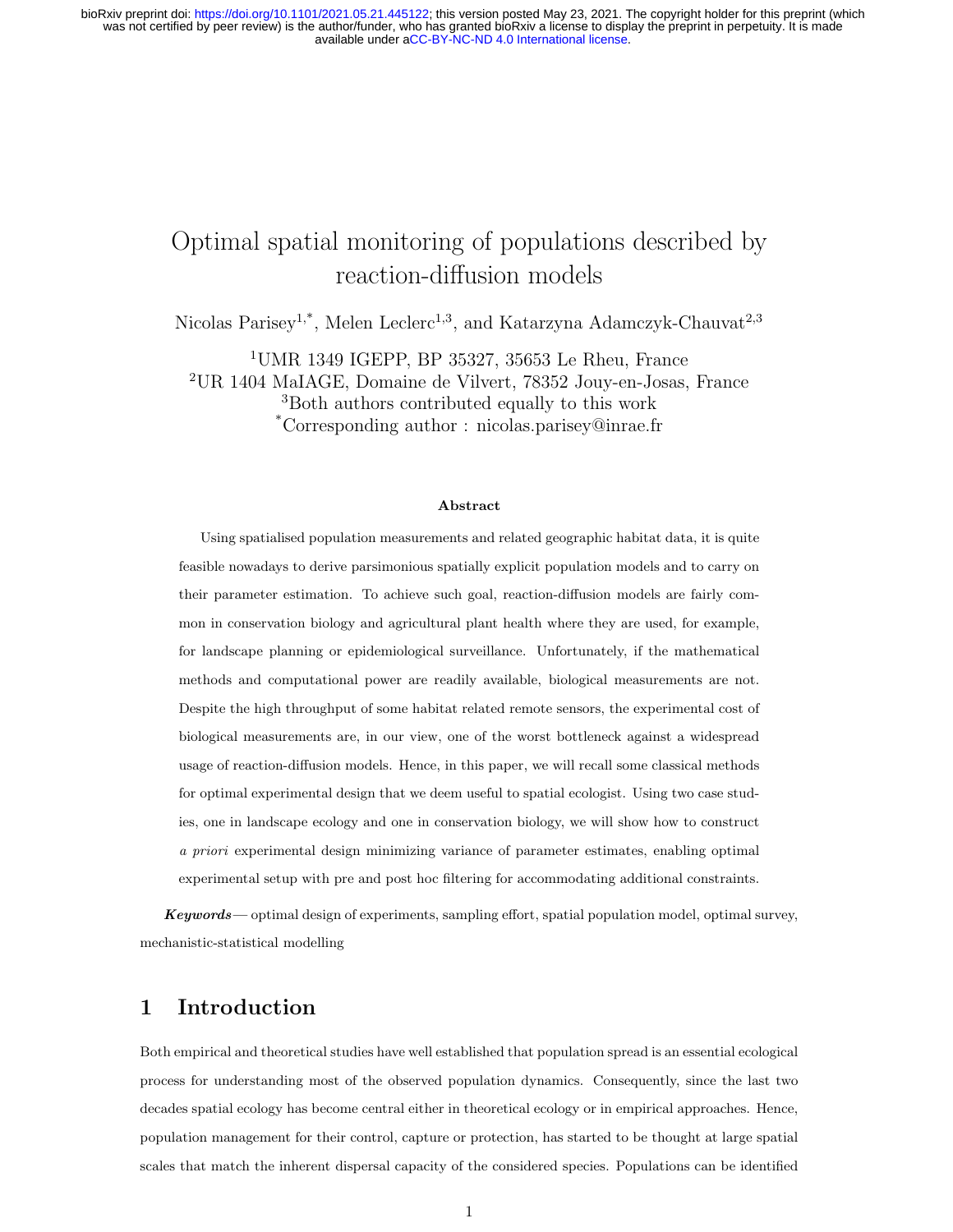# Optimal spatial monitoring of populations described by reaction-diffusion models

Nicolas Parisey[1,*], Melen Leclerc[1,3], and Katarzyna Adamczyk-Chauvat[2,3]

[1]UMR 1349 IGEPP, BP 35327, 35653 Le Rheu, France
[2]UR 1404 MaIAGE, Domaine de Vilvert, 78352 Jouy-en-Josas, France
[3]Both authors contributed equally to this work
[*]Corresponding author : nicolas.parisey@inrae.fr

### Abstract

Using spatialised population measurements and related geographic habitat data, it is quite feasible nowadays to derive parsimonious spatially explicit population models and to carry on their parameter estimation. To achieve such goal, reaction-diffusion models are fairly common in conservation biology and agricultural plant health where they are used, for example, for landscape planning or epidemiological surveillance. Unfortunately, if the mathematical methods and computational power are readily available, biological measurements are not. Despite the high throughput of some habitat related remote sensors, the experimental cost of biological measurements are, in our view, one of the worst bottleneck against a widespread usage of reaction-diffusion models. Hence, in this paper, we will recall some classical methods for optimal experimental design that we deem useful to spatial ecologist. Using two case studies, one in landscape ecology and one in conservation biology, we will show how to construct *a priori* experimental design minimizing variance of parameter estimates, enabling optimal experimental setup with pre and post hoc filtering for accommodating additional constraints.

***Keywords*** — optimal design of experiments, sampling effort, spatial population model, optimal survey, mechanistic-statistical modelling

## 1 Introduction

Both empirical and theoretical studies have well established that population spread is an essential ecological process for understanding most of the observed population dynamics. Consequently, since the last two decades spatial ecology has become central either in theoretical ecology or in empirical approaches. Hence, population management for their control, capture or protection, has started to be thought at large spatial scales that match the inherent dispersal capacity of the considered species. Populations can be identified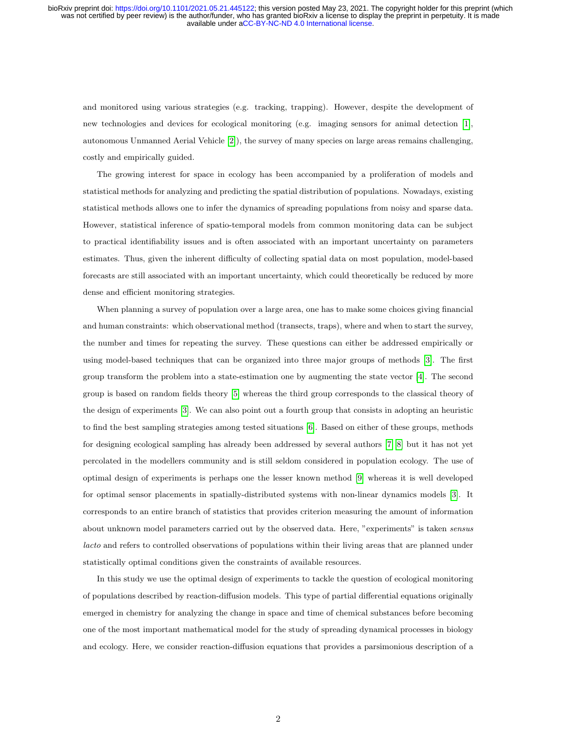and monitored using various strategies (e.g. tracking, trapping). However, despite the development of new technologies and devices for ecological monitoring (e.g. imaging sensors for animal detection [1], autonomous Unmanned Aerial Vehicle [2]), the survey of many species on large areas remains challenging, costly and empirically guided.

The growing interest for space in ecology has been accompanied by a proliferation of models and statistical methods for analyzing and predicting the spatial distribution of populations. Nowadays, existing statistical methods allows one to infer the dynamics of spreading populations from noisy and sparse data. However, statistical inference of spatio-temporal models from common monitoring data can be subject to practical identifiability issues and is often associated with an important uncertainty on parameters estimates. Thus, given the inherent difficulty of collecting spatial data on most population, model-based forecasts are still associated with an important uncertainty, which could theoretically be reduced by more dense and efficient monitoring strategies.

When planning a survey of population over a large area, one has to make some choices giving financial and human constraints: which observational method (transects, traps), where and when to start the survey, the number and times for repeating the survey. These questions can either be addressed empirically or using model-based techniques that can be organized into three major groups of methods [3]. The first group transform the problem into a state-estimation one by augmenting the state vector [4]. The second group is based on random fields theory [5] whereas the third group corresponds to the classical theory of the design of experiments [3]. We can also point out a fourth group that consists in adopting an heuristic to find the best sampling strategies among tested situations [6]. Based on either of these groups, methods for designing ecological sampling has already been addressed by several authors [7] [8] but it has not yet percolated in the modellers community and is still seldom considered in population ecology. The use of optimal design of experiments is perhaps one the lesser known method [9] whereas it is well developed for optimal sensor placements in spatially-distributed systems with non-linear dynamics models [3]. It corresponds to an entire branch of statistics that provides criterion measuring the amount of information about unknown model parameters carried out by the observed data. Here, "experiments" is taken *sensus lacto* and refers to controlled observations of populations within their living areas that are planned under statistically optimal conditions given the constraints of available resources.

In this study we use the optimal design of experiments to tackle the question of ecological monitoring of populations described by reaction-diffusion models. This type of partial differential equations originally emerged in chemistry for analyzing the change in space and time of chemical substances before becoming one of the most important mathematical model for the study of spreading dynamical processes in biology and ecology. Here, we consider reaction-diffusion equations that provides a parsimonious description of a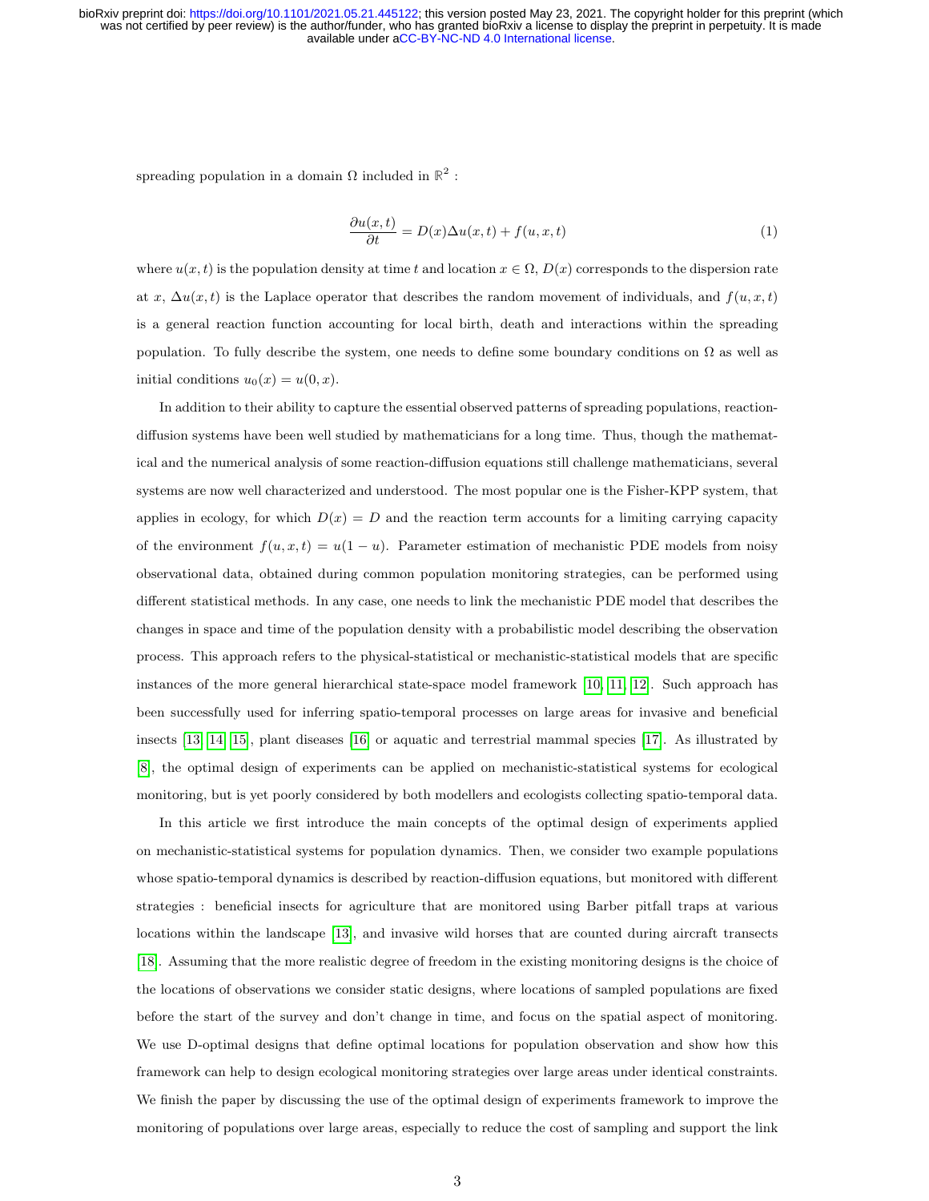spreading population in a domain $\Omega$ included in $\mathbb{R}^2$ :

$$\frac{\partial u(x,t)}{\partial t} = D(x)\Delta u(x,t) + f(u,x,t) \tag{1}$$

where $u(x,t)$ is the population density at time $t$ and location $x \in \Omega$, $D(x)$ corresponds to the dispersion rate at $x$, $\Delta u(x,t)$ is the Laplace operator that describes the random movement of individuals, and $f(u,x,t)$ is a general reaction function accounting for local birth, death and interactions within the spreading population. To fully describe the system, one needs to define some boundary conditions on $\Omega$ as well as initial conditions $u_0(x) = u(0,x)$.

In addition to their ability to capture the essential observed patterns of spreading populations, reaction-diffusion systems have been well studied by mathematicians for a long time. Thus, though the mathematical and the numerical analysis of some reaction-diffusion equations still challenge mathematicians, several systems are now well characterized and understood. The most popular one is the Fisher-KPP system, that applies in ecology, for which $D(x) = D$ and the reaction term accounts for a limiting carrying capacity of the environment $f(u,x,t) = u(1-u)$. Parameter estimation of mechanistic PDE models from noisy observational data, obtained during common population monitoring strategies, can be performed using different statistical methods. In any case, one needs to link the mechanistic PDE model that describes the changes in space and time of the population density with a probabilistic model describing the observation process. This approach refers to the physical-statistical or mechanistic-statistical models that are specific instances of the more general hierarchical state-space model framework [10, 11, 12]. Such approach has been successfully used for inferring spatio-temporal processes on large areas for invasive and beneficial insects [13, 14, 15], plant diseases [16] or aquatic and terrestrial mammal species [17]. As illustrated by [8], the optimal design of experiments can be applied on mechanistic-statistical systems for ecological monitoring, but is yet poorly considered by both modellers and ecologists collecting spatio-temporal data.

In this article we first introduce the main concepts of the optimal design of experiments applied on mechanistic-statistical systems for population dynamics. Then, we consider two example populations whose spatio-temporal dynamics is described by reaction-diffusion equations, but monitored with different strategies : beneficial insects for agriculture that are monitored using Barber pitfall traps at various locations within the landscape [13], and invasive wild horses that are counted during aircraft transects [18]. Assuming that the more realistic degree of freedom in the existing monitoring designs is the choice of the locations of observations we consider static designs, where locations of sampled populations are fixed before the start of the survey and don't change in time, and focus on the spatial aspect of monitoring. We use D-optimal designs that define optimal locations for population observation and show how this framework can help to design ecological monitoring strategies over large areas under identical constraints. We finish the paper by discussing the use of the optimal design of experiments framework to improve the monitoring of populations over large areas, especially to reduce the cost of sampling and support the link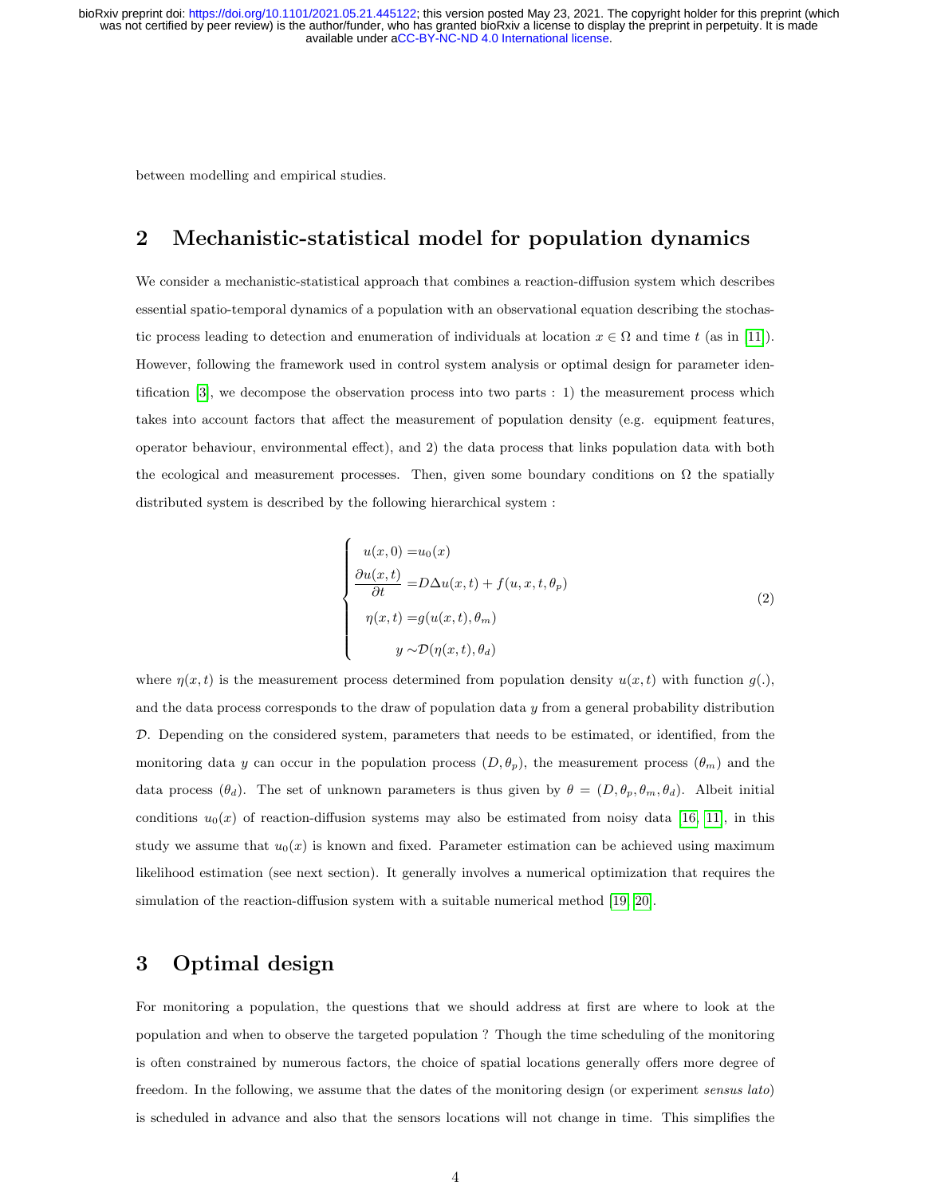between modelling and empirical studies.

## 2 Mechanistic-statistical model for population dynamics

We consider a mechanistic-statistical approach that combines a reaction-diffusion system which describes essential spatio-temporal dynamics of a population with an observational equation describing the stochastic process leading to detection and enumeration of individuals at location $x \in \Omega$ and time $t$ (as in [11]). However, following the framework used in control system analysis or optimal design for parameter identification [3], we decompose the observation process into two parts : 1) the measurement process which takes into account factors that affect the measurement of population density (e.g. equipment features, operator behaviour, environmental effect), and 2) the data process that links population data with both the ecological and measurement processes. Then, given some boundary conditions on $\Omega$ the spatially distributed system is described by the following hierarchical system :

$$
\begin{cases}
u(x,0) = u_0(x) \\
\dfrac{\partial u(x,t)}{\partial t} = D\Delta u(x,t) + f(u,x,t,\theta_p) \\
\eta(x,t) = g(u(x,t),\theta_m) \\
y \sim \mathcal{D}(\eta(x,t),\theta_d)
\end{cases}
\tag{2}
$$

where $\eta(x,t)$ is the measurement process determined from population density $u(x,t)$ with function $g(.)$, and the data process corresponds to the draw of population data $y$ from a general probability distribution $\mathcal{D}$. Depending on the considered system, parameters that needs to be estimated, or identified, from the monitoring data $y$ can occur in the population process $(D,\theta_p)$, the measurement process $(\theta_m)$ and the data process $(\theta_d)$. The set of unknown parameters is thus given by $\theta = (D,\theta_p,\theta_m,\theta_d)$. Albeit initial conditions $u_0(x)$ of reaction-diffusion systems may also be estimated from noisy data [16, 11], in this study we assume that $u_0(x)$ is known and fixed. Parameter estimation can be achieved using maximum likelihood estimation (see next section). It generally involves a numerical optimization that requires the simulation of the reaction-diffusion system with a suitable numerical method [19, 20].

## 3 Optimal design

For monitoring a population, the questions that we should address at first are where to look at the population and when to observe the targeted population ? Though the time scheduling of the monitoring is often constrained by numerous factors, the choice of spatial locations generally offers more degree of freedom. In the following, we assume that the dates of the monitoring design (or experiment *sensus lato*) is scheduled in advance and also that the sensors locations will not change in time. This simplifies the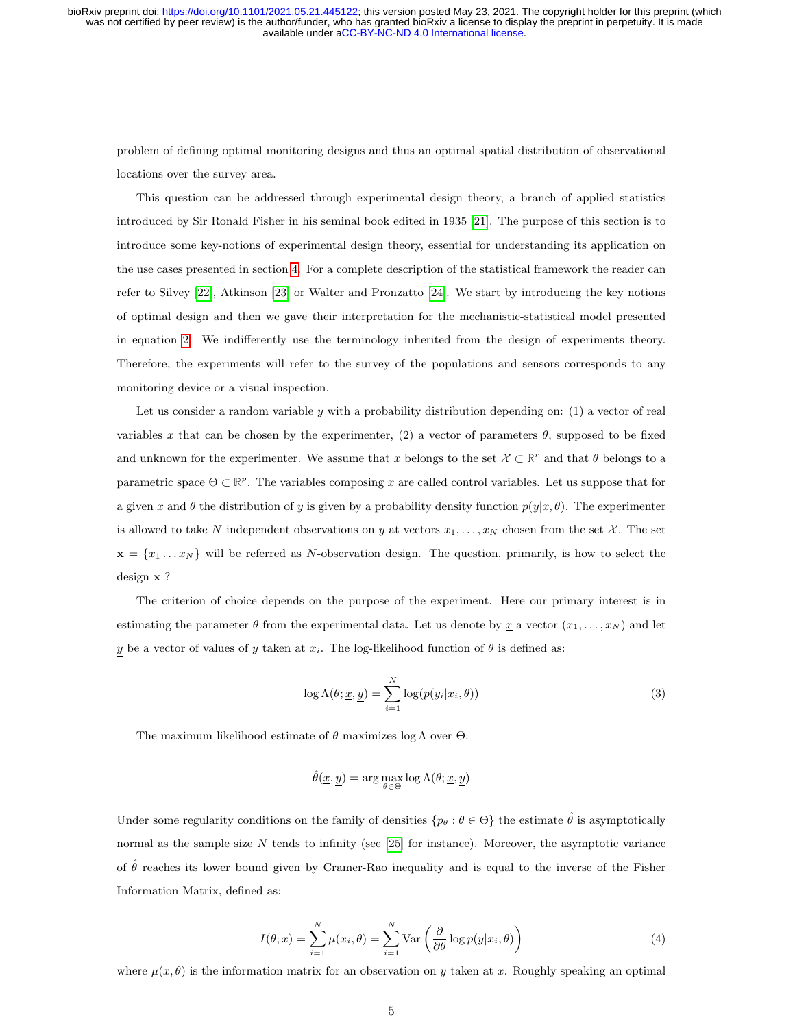problem of defining optimal monitoring designs and thus an optimal spatial distribution of observational locations over the survey area.

This question can be addressed through experimental design theory, a branch of applied statistics introduced by Sir Ronald Fisher in his seminal book edited in 1935 [21]. The purpose of this section is to introduce some key-notions of experimental design theory, essential for understanding its application on the use cases presented in section 4. For a complete description of the statistical framework the reader can refer to Silvey [22], Atkinson [23] or Walter and Pronzatto [24]. We start by introducing the key notions of optimal design and then we gave their interpretation for the mechanistic-statistical model presented in equation 2. We indifferently use the terminology inherited from the design of experiments theory. Therefore, the experiments will refer to the survey of the populations and sensors corresponds to any monitoring device or a visual inspection.

Let us consider a random variable $y$ with a probability distribution depending on: (1) a vector of real variables $x$ that can be chosen by the experimenter, (2) a vector of parameters $\theta$, supposed to be fixed and unknown for the experimenter. We assume that $x$ belongs to the set $\mathcal{X} \subset \mathbb{R}^r$ and that $\theta$ belongs to a parametric space $\Theta \subset \mathbb{R}^p$. The variables composing $x$ are called control variables. Let us suppose that for a given $x$ and $\theta$ the distribution of $y$ is given by a probability density function $p(y|x, \theta)$. The experimenter is allowed to take $N$ independent observations on $y$ at vectors $x_1, \ldots, x_N$ chosen from the set $\mathcal{X}$. The set $\mathbf{x} = \{x_1 \ldots x_N\}$ will be referred as $N$-observation design. The question, primarily, is how to select the design $\mathbf{x}$ ?

The criterion of choice depends on the purpose of the experiment. Here our primary interest is in estimating the parameter $\theta$ from the experimental data. Let us denote by $\underline{x}$ a vector $(x_1, \ldots, x_N)$ and let $\underline{y}$ be a vector of values of $y$ taken at $x_i$. The log-likelihood function of $\theta$ is defined as:

$$\log \Lambda(\theta; \underline{x}, \underline{y}) = \sum_{i=1}^{N} \log(p(y_i|x_i, \theta)) \tag{3}$$

The maximum likelihood estimate of $\theta$ maximizes $\log \Lambda$ over $\Theta$:

$$\hat{\theta}(\underline{x}, \underline{y}) = \arg\max_{\theta \in \Theta} \log \Lambda(\theta; \underline{x}, \underline{y})$$

Under some regularity conditions on the family of densities $\{p_\theta : \theta \in \Theta\}$ the estimate $\hat{\theta}$ is asymptotically normal as the sample size $N$ tends to infinity (see [25] for instance). Moreover, the asymptotic variance of $\hat{\theta}$ reaches its lower bound given by Cramer-Rao inequality and is equal to the inverse of the Fisher Information Matrix, defined as:

$$I(\theta; \underline{x}) = \sum_{i=1}^{N} \mu(x_i, \theta) = \sum_{i=1}^{N} \text{Var}\left(\frac{\partial}{\partial \theta} \log p(y|x_i, \theta)\right) \tag{4}$$

where $\mu(x, \theta)$ is the information matrix for an observation on $y$ taken at $x$. Roughly speaking an optimal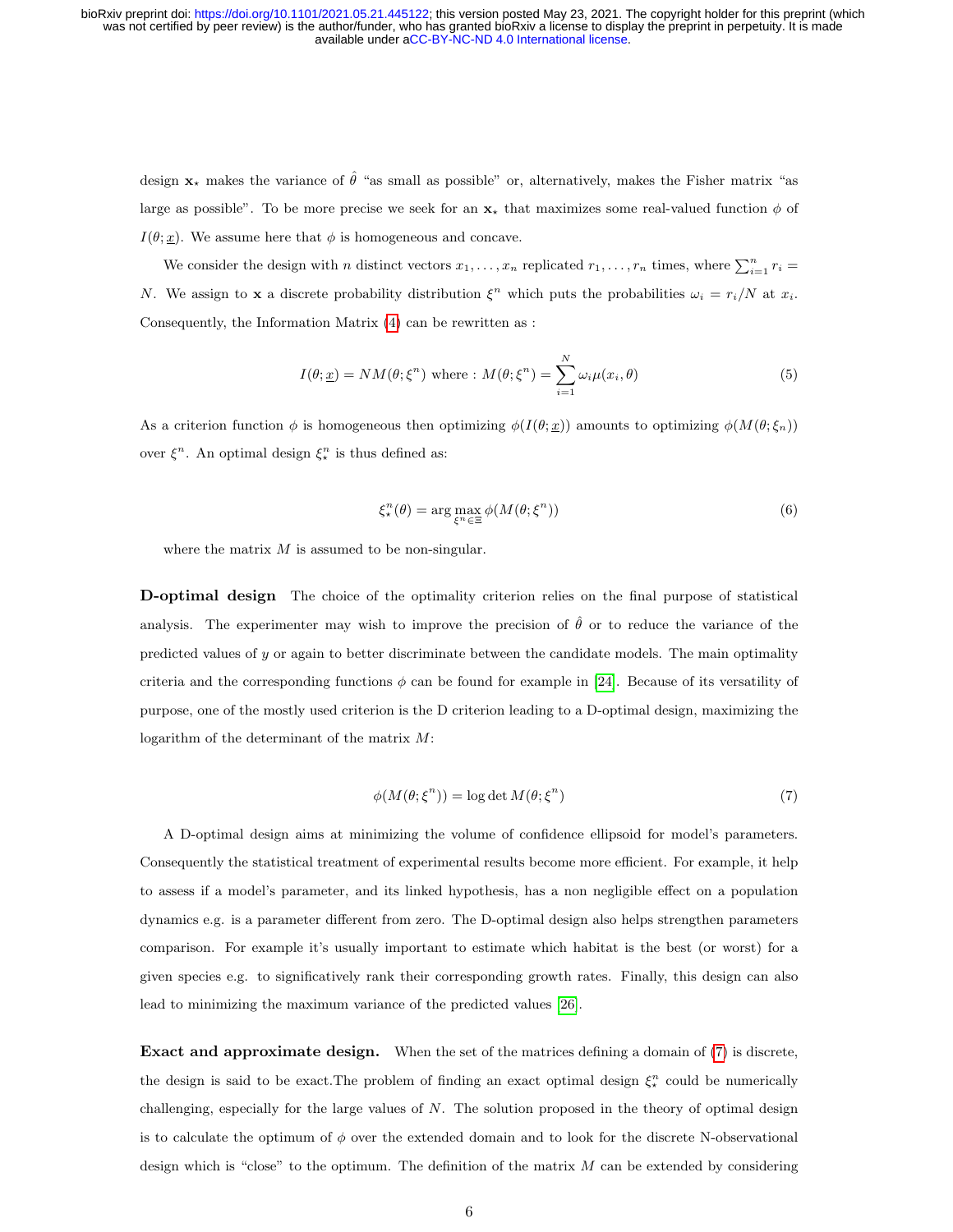design $\mathbf{x}_\star$ makes the variance of $\hat{\theta}$ "as small as possible" or, alternatively, makes the Fisher matrix "as large as possible". To be more precise we seek for an $\mathbf{x}_\star$ that maximizes some real-valued function $\phi$ of $I(\theta; \underline{x})$. We assume here that $\phi$ is homogeneous and concave.

We consider the design with $n$ distinct vectors $x_1, \ldots, x_n$ replicated $r_1, \ldots, r_n$ times, where $\sum_{i=1}^{n} r_i = N$. We assign to $\mathbf{x}$ a discrete probability distribution $\xi^n$ which puts the probabilities $\omega_i = r_i/N$ at $x_i$. Consequently, the Information Matrix (4) can be rewritten as :

$$I(\theta; \underline{x}) = NM(\theta; \xi^n) \text{ where : } M(\theta; \xi^n) = \sum_{i=1}^{N} \omega_i \mu(x_i, \theta) \tag{5}$$

As a criterion function $\phi$ is homogeneous then optimizing $\phi(I(\theta; \underline{x}))$ amounts to optimizing $\phi(M(\theta; \xi_n))$ over $\xi^n$. An optimal design $\xi_\star^n$ is thus defined as:

$$\xi_\star^n(\theta) = \arg \max_{\xi^n \in \Xi} \phi(M(\theta; \xi^n)) \tag{6}$$

where the matrix $M$ is assumed to be non-singular.

**D-optimal design** The choice of the optimality criterion relies on the final purpose of statistical analysis. The experimenter may wish to improve the precision of $\hat{\theta}$ or to reduce the variance of the predicted values of $y$ or again to better discriminate between the candidate models. The main optimality criteria and the corresponding functions $\phi$ can be found for example in [24]. Because of its versatility of purpose, one of the mostly used criterion is the D criterion leading to a D-optimal design, maximizing the logarithm of the determinant of the matrix $M$:

$$\phi(M(\theta; \xi^n)) = \log \det M(\theta; \xi^n) \tag{7}$$

A D-optimal design aims at minimizing the volume of confidence ellipsoid for model's parameters. Consequently the statistical treatment of experimental results become more efficient. For example, it help to assess if a model's parameter, and its linked hypothesis, has a non negligible effect on a population dynamics e.g. is a parameter different from zero. The D-optimal design also helps strengthen parameters comparison. For example it's usually important to estimate which habitat is the best (or worst) for a given species e.g. to significatively rank their corresponding growth rates. Finally, this design can also lead to minimizing the maximum variance of the predicted values [26].

**Exact and approximate design.** When the set of the matrices defining a domain of (7) is discrete, the design is said to be exact.The problem of finding an exact optimal design $\xi_\star^n$ could be numerically challenging, especially for the large values of $N$. The solution proposed in the theory of optimal design is to calculate the optimum of $\phi$ over the extended domain and to look for the discrete N-observational design which is "close" to the optimum. The definition of the matrix $M$ can be extended by considering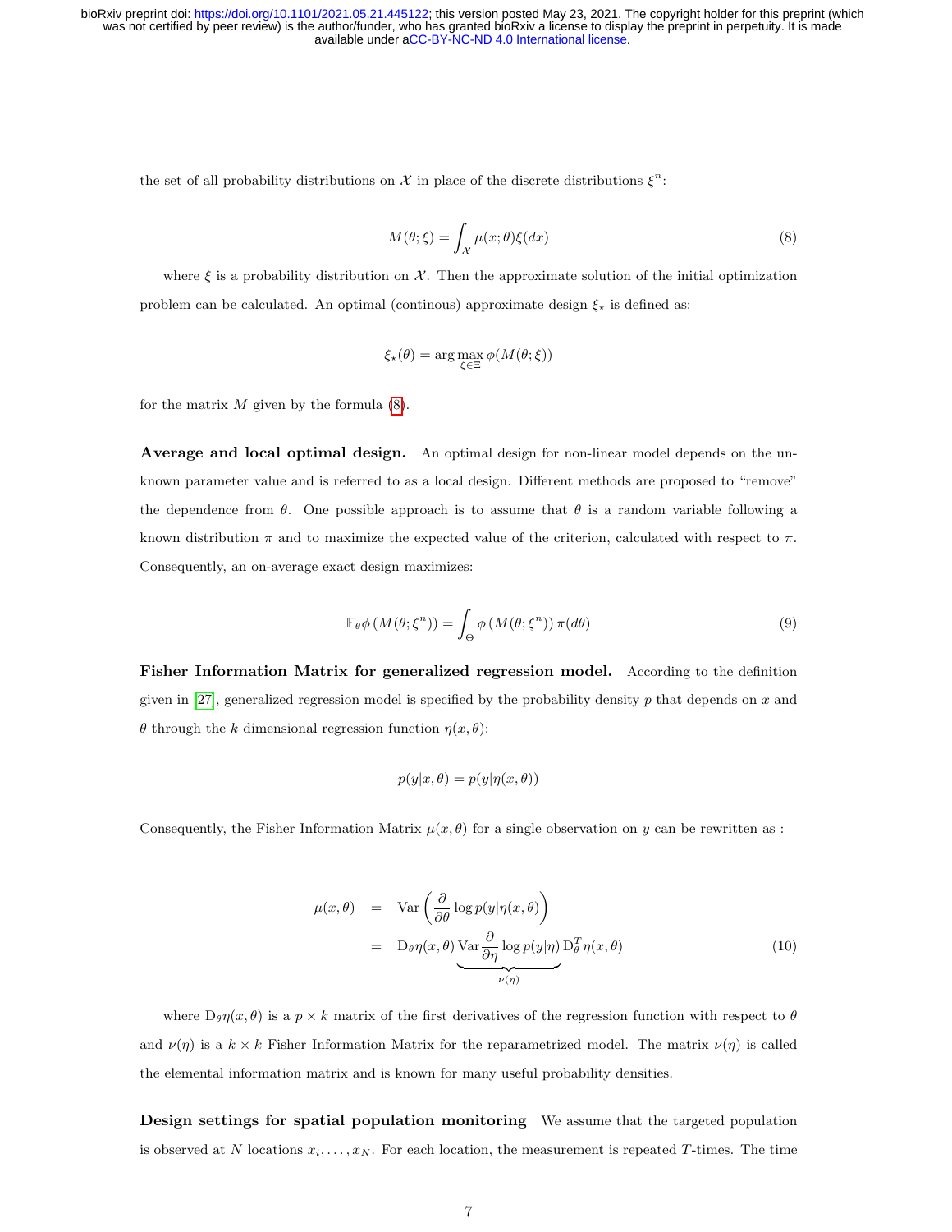the set of all probability distributions on $\mathcal{X}$ in place of the discrete distributions $\xi^n$:

$$M(\theta;\xi) = \int_{\mathcal{X}} \mu(x;\theta)\xi(dx) \tag{8}$$

where $\xi$ is a probability distribution on $\mathcal{X}$. Then the approximate solution of the initial optimization problem can be calculated. An optimal (continous) approximate design $\xi_\star$ is defined as:

$$\xi_\star(\theta) = \arg\max_{\xi\in\Xi} \phi(M(\theta;\xi))$$

for the matrix $M$ given by the formula (8).

**Average and local optimal design.** An optimal design for non-linear model depends on the unknown parameter value and is referred to as a local design. Different methods are proposed to "remove" the dependence from $\theta$. One possible approach is to assume that $\theta$ is a random variable following a known distribution $\pi$ and to maximize the expected value of the criterion, calculated with respect to $\pi$. Consequently, an on-average exact design maximizes:

$$\mathbb{E}_\theta \phi\left(M(\theta;\xi^n)\right) = \int_{\Theta} \phi\left(M(\theta;\xi^n)\right)\pi(d\theta) \tag{9}$$

**Fisher Information Matrix for generalized regression model.** According to the definition given in [27], generalized regression model is specified by the probability density $p$ that depends on $x$ and $\theta$ through the $k$ dimensional regression function $\eta(x,\theta)$:

$$p(y|x,\theta) = p(y|\eta(x,\theta))$$

Consequently, the Fisher Information Matrix $\mu(x,\theta)$ for a single observation on $y$ can be rewritten as :

$$\begin{aligned}
\mu(x,\theta) &= \mathrm{Var}\left(\frac{\partial}{\partial\theta}\log p(y|\eta(x,\theta)\right) \\
&= \mathrm{D}_\theta\eta(x,\theta)\underbrace{\mathrm{Var}\frac{\partial}{\partial\eta}\log p(y|\eta)}_{\nu(\eta)}\mathrm{D}_\theta^T\eta(x,\theta)
\end{aligned} \tag{10}$$

where $\mathrm{D}_\theta\eta(x,\theta)$ is a $p\times k$ matrix of the first derivatives of the regression function with respect to $\theta$ and $\nu(\eta)$ is a $k\times k$ Fisher Information Matrix for the reparametrized model. The matrix $\nu(\eta)$ is called the elemental information matrix and is known for many useful probability densities.

**Design settings for spatial population monitoring** We assume that the targeted population is observed at $N$ locations $x_i,\dots,x_N$. For each location, the measurement is repeated $T$-times. The time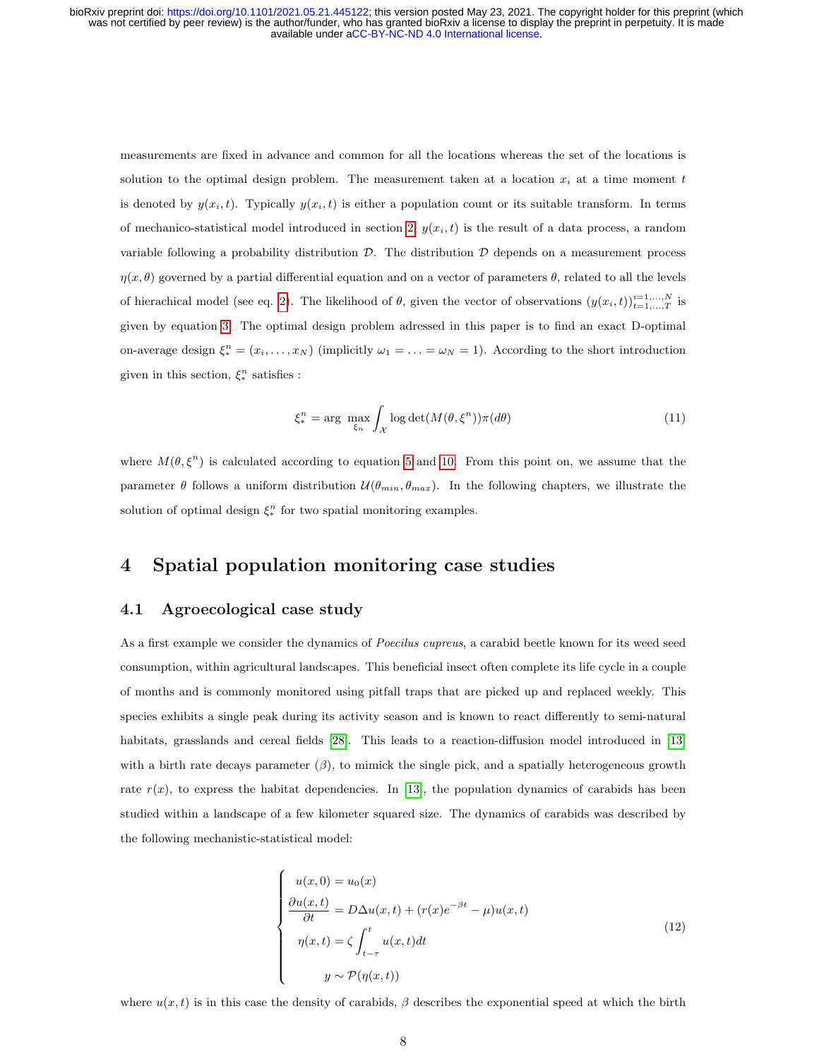measurements are fixed in advance and common for all the locations whereas the set of the locations is solution to the optimal design problem. The measurement taken at a location $x_i$ at a time moment $t$ is denoted by $y(x_i, t)$. Typically $y(x_i, t)$ is either a population count or its suitable transform. In terms of mechanico-statistical model introduced in section 2, $y(x_i, t)$ is the result of a data process, a random variable following a probability distribution $\mathcal{D}$. The distribution $\mathcal{D}$ depends on a measurement process $\eta(x, \theta)$ governed by a partial differential equation and on a vector of parameters $\theta$, related to all the levels of hierachical model (see eq. 2). The likelihood of $\theta$, given the vector of observations $(y(x_i, t))_{t=1,\ldots,T}^{i=1,\ldots,N}$ is given by equation 3. The optimal design problem adressed in this paper is to find an exact D-optimal on-average design $\xi_*^n = (x_i, \ldots, x_N)$ (implicitly $\omega_1 = \ldots = \omega_N = 1$). According to the short introduction given in this section, $\xi_*^n$ satisfies :

$$\xi_*^n = \arg \max_{\xi_n} \int_{\mathcal{X}} \log \det(M(\theta, \xi^n))\pi(d\theta) \tag{11}$$

where $M(\theta, \xi^n)$ is calculated according to equation 5 and 10. From this point on, we assume that the parameter $\theta$ follows a uniform distribution $\mathcal{U}(\theta_{min}, \theta_{max})$. In the following chapters, we illustrate the solution of optimal design $\xi_*^n$ for two spatial monitoring examples.

# 4 Spatial population monitoring case studies

## 4.1 Agroecological case study

As a first example we consider the dynamics of *Poecilus cupreus*, a carabid beetle known for its weed seed consumption, within agricultural landscapes. This beneficial insect often complete its life cycle in a couple of months and is commonly monitored using pitfall traps that are picked up and replaced weekly. This species exhibits a single peak during its activity season and is known to react differently to semi-natural habitats, grasslands and cereal fields [28]. This leads to a reaction-diffusion model introduced in [13] with a birth rate decays parameter ($\beta$), to mimick the single pick, and a spatially heterogeneous growth rate $r(x)$, to express the habitat dependencies. In [13], the population dynamics of carabids has been studied within a landscape of a few kilometer squared size. The dynamics of carabids was described by the following mechanistic-statistical model:

$$\begin{cases} u(x, 0) = u_0(x) \\ \dfrac{\partial u(x, t)}{\partial t} = D\Delta u(x, t) + (r(x)e^{-\beta t} - \mu)u(x, t) \\ \eta(x, t) = \zeta \displaystyle\int_{t-\tau}^{t} u(x, t)dt \\ \qquad y \sim \mathcal{P}(\eta(x, t)) \end{cases} \tag{12}$$

where $u(x, t)$ is in this case the density of carabids, $\beta$ describes the exponential speed at which the birth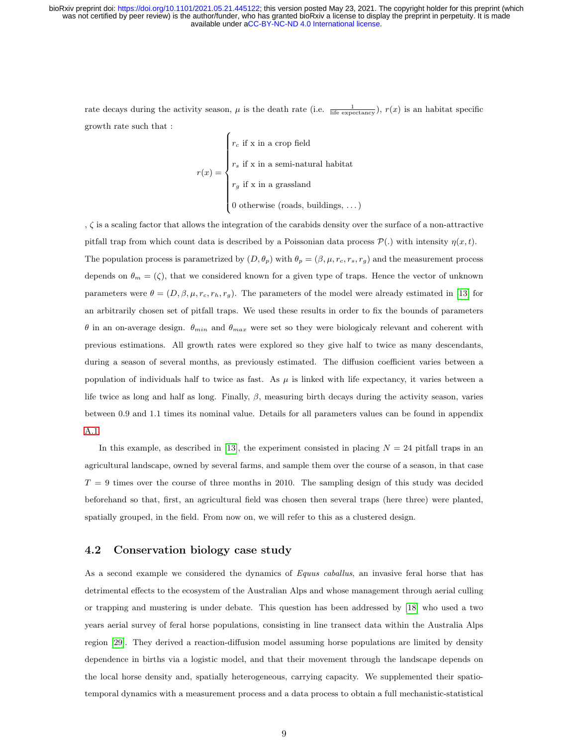rate decays during the activity season, $\mu$ is the death rate (i.e. $\frac{1}{\text{life expectancy}}$), $r(x)$ is an habitat specific growth rate such that :

$$r(x) = \begin{cases} r_c \text{ if x in a crop field} \\ r_s \text{ if x in a semi-natural habitat} \\ r_g \text{ if x in a grassland} \\ 0 \text{ otherwise (roads, buildings, } \dots) \end{cases}$$

, $\zeta$ is a scaling factor that allows the integration of the carabids density over the surface of a non-attractive pitfall trap from which count data is described by a Poissonian data process $\mathcal{P}(.)$ with intensity $\eta(x, t)$. The population process is parametrized by $(D, \theta_p)$ with $\theta_p = (\beta, \mu, r_c, r_s, r_g)$ and the measurement process depends on $\theta_m = (\zeta)$, that we considered known for a given type of traps. Hence the vector of unknown parameters were $\theta = (D, \beta, \mu, r_c, r_h, r_g)$. The parameters of the model were already estimated in [13] for an arbitrarily chosen set of pitfall traps. We used these results in order to fix the bounds of parameters $\theta$ in an on-average design. $\theta_{min}$ and $\theta_{max}$ were set so they were biologicaly relevant and coherent with previous estimations. All growth rates were explored so they give half to twice as many descendants, during a season of several months, as previously estimated. The diffusion coefficient varies between a population of individuals half to twice as fast. As $\mu$ is linked with life expectancy, it varies between a life twice as long and half as long. Finally, $\beta$, measuring birth decays during the activity season, varies between 0.9 and 1.1 times its nominal value. Details for all parameters values can be found in appendix A.1

In this example, as described in [13], the experiment consisted in placing $N = 24$ pitfall traps in an agricultural landscape, owned by several farms, and sample them over the course of a season, in that case $T = 9$ times over the course of three months in 2010. The sampling design of this study was decided beforehand so that, first, an agricultural field was chosen then several traps (here three) were planted, spatially grouped, in the field. From now on, we will refer to this as a clustered design.

## 4.2 Conservation biology case study

As a second example we considered the dynamics of *Equus caballus*, an invasive feral horse that has detrimental effects to the ecosystem of the Australian Alps and whose management through aerial culling or trapping and mustering is under debate. This question has been addressed by [18] who used a two years aerial survey of feral horse populations, consisting in line transect data within the Australia Alps region [29]. They derived a reaction-diffusion model assuming horse populations are limited by density dependence in births via a logistic model, and that their movement through the landscape depends on the local horse density and, spatially heterogeneous, carrying capacity. We supplemented their spatio-temporal dynamics with a measurement process and a data process to obtain a full mechanistic-statistical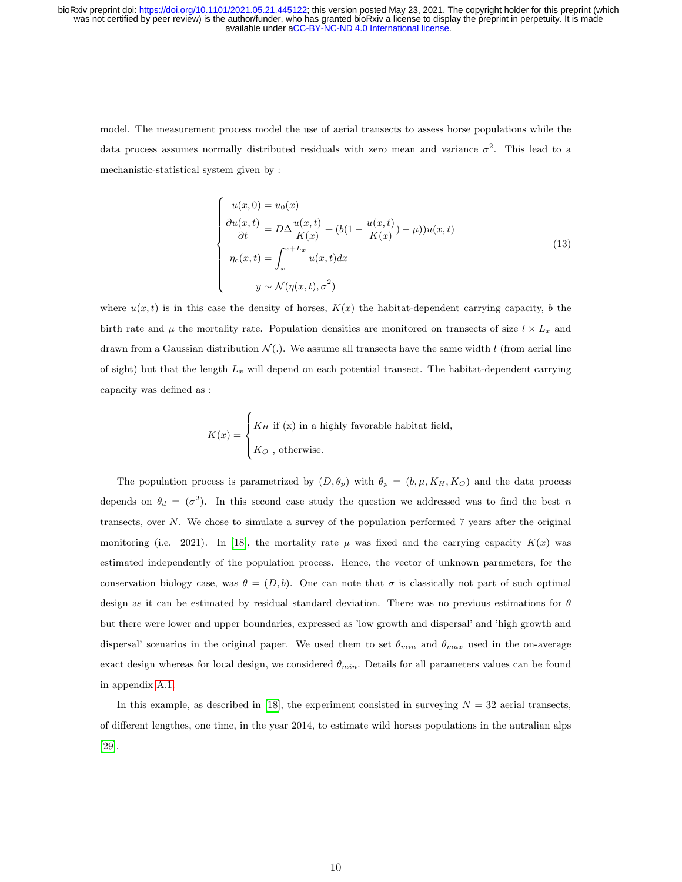model. The measurement process model the use of aerial transects to assess horse populations while the data process assumes normally distributed residuals with zero mean and variance $\sigma^2$. This lead to a mechanistic-statistical system given by :

$$
\begin{cases}
u(x,0) = u_0(x) \\
\dfrac{\partial u(x,t)}{\partial t} = D\Delta \dfrac{u(x,t)}{K(x)} + (b(1 - \dfrac{u(x,t)}{K(x)}) - \mu))u(x,t) \\
\eta_c(x,t) = \displaystyle\int_x^{x+L_x} u(x,t)dx \\
\qquad y \sim \mathcal{N}(\eta(x,t), \sigma^2)
\end{cases}
\tag{13}
$$

where $u(x,t)$ is in this case the density of horses, $K(x)$ the habitat-dependent carrying capacity, $b$ the birth rate and $\mu$ the mortality rate. Population densities are monitored on transects of size $l \times L_x$ and drawn from a Gaussian distribution $\mathcal{N}(.)$. We assume all transects have the same width $l$ (from aerial line of sight) but that the length $L_x$ will depend on each potential transect. The habitat-dependent carrying capacity was defined as :

$$
K(x) = \begin{cases}
K_H \text{ if (x) in a highly favorable habitat field,} \\
K_O \text{ , otherwise.}
\end{cases}
$$

The population process is parametrized by $(D, \theta_p)$ with $\theta_p = (b, \mu, K_H, K_O)$ and the data process depends on $\theta_d = (\sigma^2)$. In this second case study the question we addressed was to find the best $n$ transects, over $N$. We chose to simulate a survey of the population performed 7 years after the original monitoring (i.e. 2021). In [18], the mortality rate $\mu$ was fixed and the carrying capacity $K(x)$ was estimated independently of the population process. Hence, the vector of unknown parameters, for the conservation biology case, was $\theta = (D, b)$. One can note that $\sigma$ is classically not part of such optimal design as it can be estimated by residual standard deviation. There was no previous estimations for $\theta$ but there were lower and upper boundaries, expressed as 'low growth and dispersal' and 'high growth and dispersal' scenarios in the original paper. We used them to set $\theta_{min}$ and $\theta_{max}$ used in the on-average exact design whereas for local design, we considered $\theta_{min}$. Details for all parameters values can be found in appendix A.1.

In this example, as described in [18], the experiment consisted in surveying $N = 32$ aerial transects, of different lengthes, one time, in the year 2014, to estimate wild horses populations in the autralian alps [29].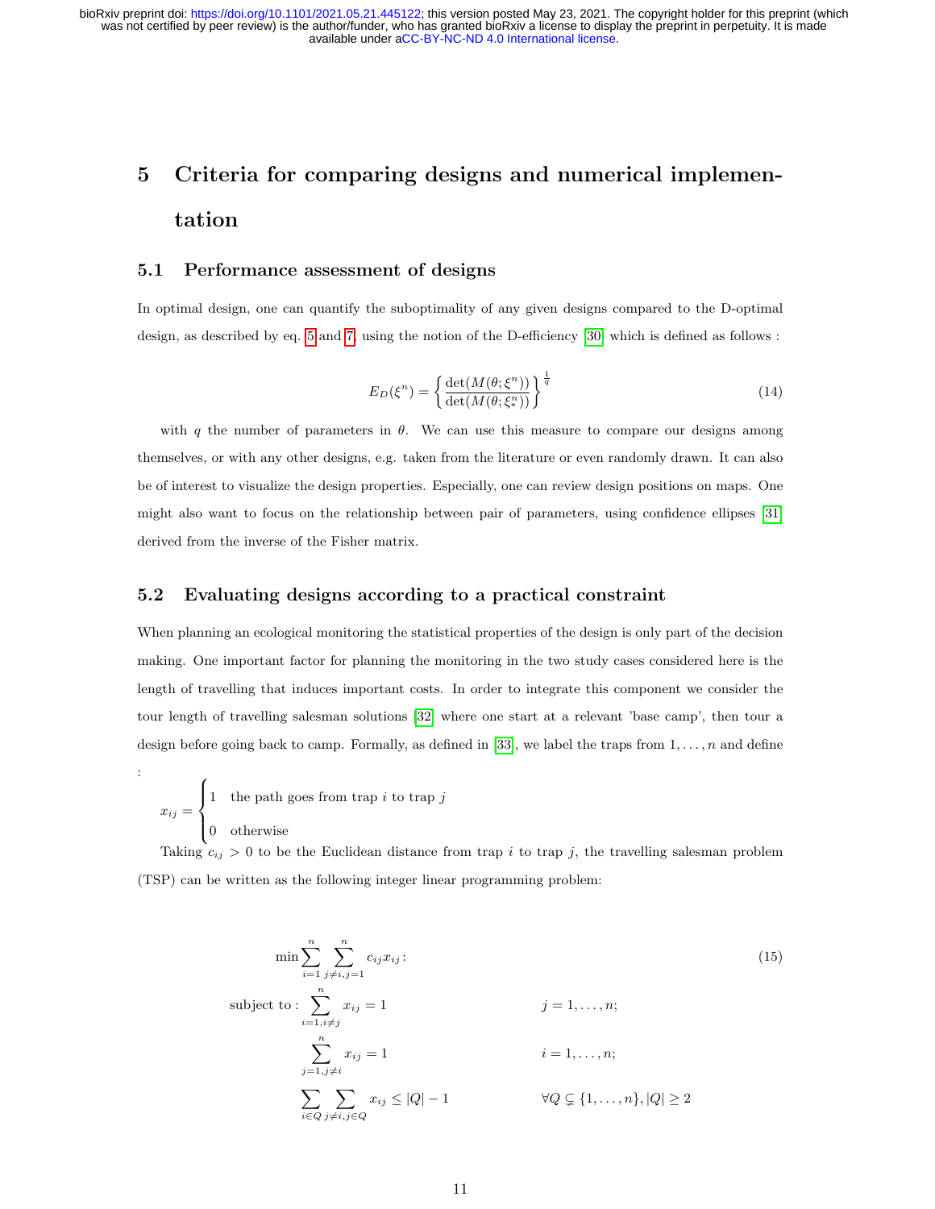# 5 Criteria for comparing designs and numerical implementation

## 5.1 Performance assessment of designs

In optimal design, one can quantify the suboptimality of any given designs compared to the D-optimal design, as described by eq. 5 and 7, using the notion of the D-efficiency [30] which is defined as follows :

$$E_D(\xi^n) = \left\{ \frac{\det(M(\theta;\xi^n))}{\det(M(\theta;\xi_*^n))} \right\}^{\frac{1}{q}} \tag{14}$$

with $q$ the number of parameters in $\theta$. We can use this measure to compare our designs among themselves, or with any other designs, e.g. taken from the literature or even randomly drawn. It can also be of interest to visualize the design properties. Especially, one can review design positions on maps. One might also want to focus on the relationship between pair of parameters, using confidence ellipses [31] derived from the inverse of the Fisher matrix.

## 5.2 Evaluating designs according to a practical constraint

When planning an ecological monitoring the statistical properties of the design is only part of the decision making. One important factor for planning the monitoring in the two study cases considered here is the length of travelling that induces important costs. In order to integrate this component we consider the tour length of travelling salesman solutions [32] where one start at a relevant 'base camp', then tour a design before going back to camp. Formally, as defined in [33], we label the traps from $1,\ldots,n$ and define :

$$x_{ij} = \begin{cases} 1 & \text{the path goes from trap } i \text{ to trap } j \\ 0 & \text{otherwise} \end{cases}$$

Taking $c_{ij} > 0$ to be the Euclidean distance from trap $i$ to trap $j$, the travelling salesman problem (TSP) can be written as the following integer linear programming problem:

$$\begin{aligned} \min \sum_{i=1}^{n} \sum_{j\neq i, j=1}^{n} c_{ij}x_{ij} &: \\ \text{subject to} : \sum_{i=1, i\neq j}^{n} x_{ij} &= 1 && j = 1,\ldots,n; \\ \sum_{j=1, j\neq i}^{n} x_{ij} &= 1 && i = 1,\ldots,n; \\ \sum_{i\in Q} \sum_{j\neq i, j\in Q} x_{ij} &\leq |Q| - 1 && \forall Q \subsetneq \{1,\ldots,n\}, |Q| \geq 2 \end{aligned} \tag{15}$$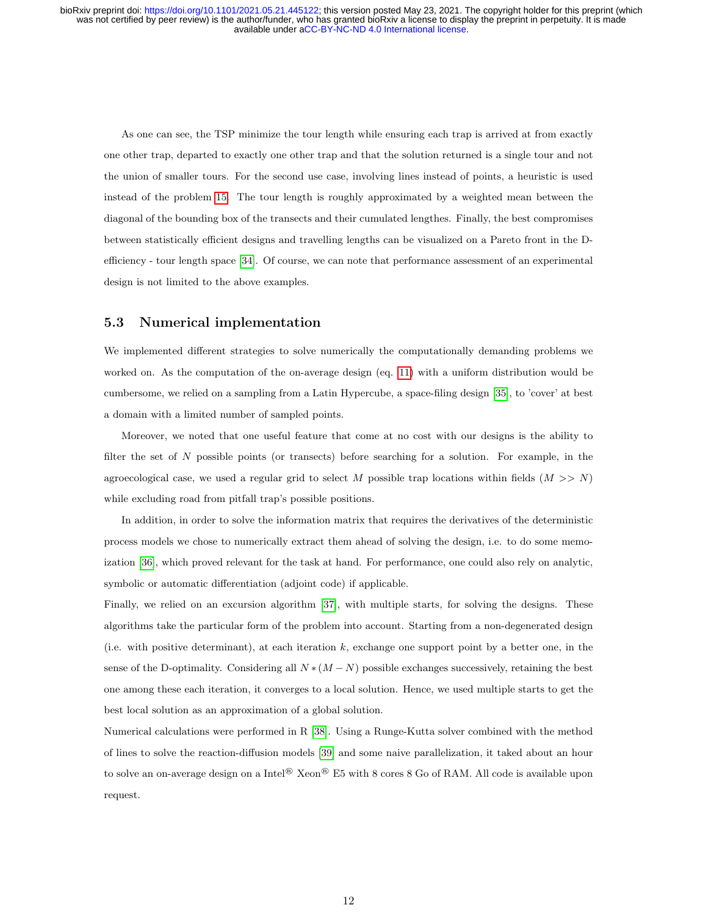As one can see, the TSP minimize the tour length while ensuring each trap is arrived at from exactly one other trap, departed to exactly one other trap and that the solution returned is a single tour and not the union of smaller tours. For the second use case, involving lines instead of points, a heuristic is used instead of the problem 15. The tour length is roughly approximated by a weighted mean between the diagonal of the bounding box of the transects and their cumulated lengthes. Finally, the best compromises between statistically efficient designs and travelling lengths can be visualized on a Pareto front in the D-efficiency - tour length space [34]. Of course, we can note that performance assessment of an experimental design is not limited to the above examples.

## 5.3 Numerical implementation

We implemented different strategies to solve numerically the computationally demanding problems we worked on. As the computation of the on-average design (eq. 11) with a uniform distribution would be cumbersome, we relied on a sampling from a Latin Hypercube, a space-filing design [35], to 'cover' at best a domain with a limited number of sampled points.

Moreover, we noted that one useful feature that come at no cost with our designs is the ability to filter the set of $N$ possible points (or transects) before searching for a solution. For example, in the agroecological case, we used a regular grid to select $M$ possible trap locations within fields ($M >> N$) while excluding road from pitfall trap's possible positions.

In addition, in order to solve the information matrix that requires the derivatives of the deterministic process models we chose to numerically extract them ahead of solving the design, i.e. to do some memoization [36], which proved relevant for the task at hand. For performance, one could also rely on analytic, symbolic or automatic differentiation (adjoint code) if applicable.

Finally, we relied on an excursion algorithm [37], with multiple starts, for solving the designs. These algorithms take the particular form of the problem into account. Starting from a non-degenerated design (i.e. with positive determinant), at each iteration $k$, exchange one support point by a better one, in the sense of the D-optimality. Considering all $N * (M - N)$ possible exchanges successively, retaining the best one among these each iteration, it converges to a local solution. Hence, we used multiple starts to get the best local solution as an approximation of a global solution.

Numerical calculations were performed in R [38]. Using a Runge-Kutta solver combined with the method of lines to solve the reaction-diffusion models [39] and some naive parallelization, it taked about an hour to solve an on-average design on a Intel® Xeon® E5 with 8 cores 8 Go of RAM. All code is available upon request.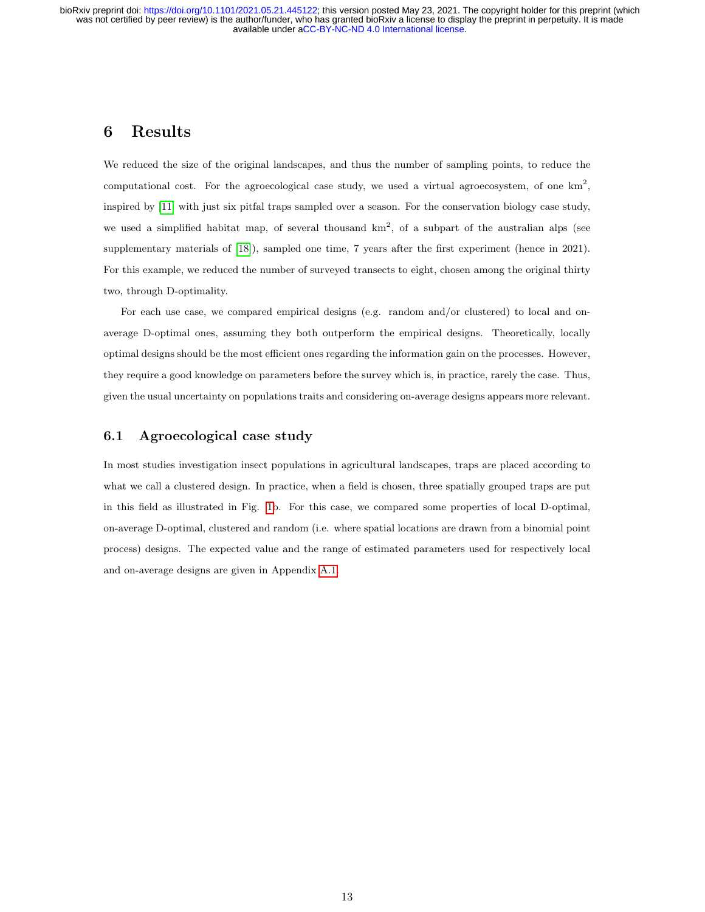# 6 Results

We reduced the size of the original landscapes, and thus the number of sampling points, to reduce the computational cost. For the agroecological case study, we used a virtual agroecosystem, of one $km^2$, inspired by [11] with just six pitfal traps sampled over a season. For the conservation biology case study, we used a simplified habitat map, of several thousand $km^2$, of a subpart of the australian alps (see supplementary materials of [18]), sampled one time, 7 years after the first experiment (hence in 2021). For this example, we reduced the number of surveyed transects to eight, chosen among the original thirty two, through D-optimality.

For each use case, we compared empirical designs (e.g. random and/or clustered) to local and on-average D-optimal ones, assuming they both outperform the empirical designs. Theoretically, locally optimal designs should be the most efficient ones regarding the information gain on the processes. However, they require a good knowledge on parameters before the survey which is, in practice, rarely the case. Thus, given the usual uncertainty on populations traits and considering on-average designs appears more relevant.

## 6.1 Agroecological case study

In most studies investigation insect populations in agricultural landscapes, traps are placed according to what we call a clustered design. In practice, when a field is chosen, three spatially grouped traps are put in this field as illustrated in Fig. 1b. For this case, we compared some properties of local D-optimal, on-average D-optimal, clustered and random (i.e. where spatial locations are drawn from a binomial point process) designs. The expected value and the range of estimated parameters used for respectively local and on-average designs are given in Appendix A.1.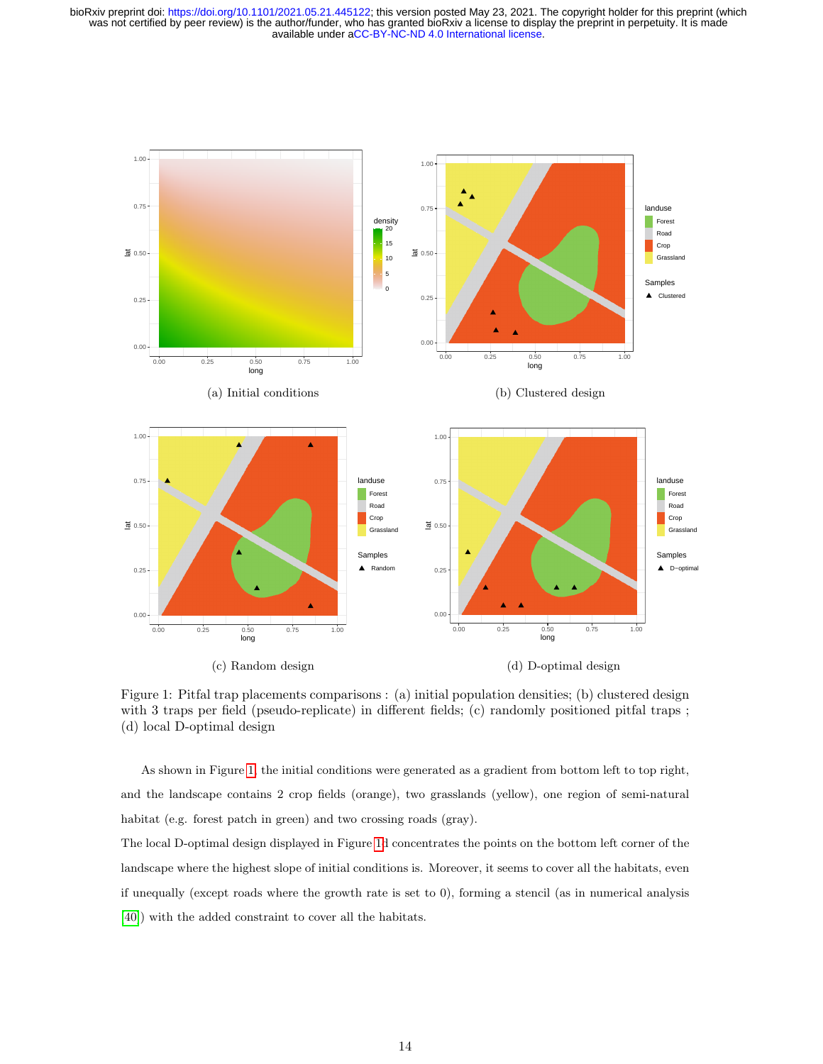(a) Initial conditions

(b) Clustered design

(c) Random design

(d) D-optimal design

Figure 1: Pitfal trap placements comparisons : (a) initial population densities; (b) clustered design with 3 traps per field (pseudo-replicate) in different fields; (c) randomly positioned pitfal traps ; (d) local D-optimal design

As shown in Figure 1, the initial conditions were generated as a gradient from bottom left to top right, and the landscape contains 2 crop fields (orange), two grasslands (yellow), one region of semi-natural habitat (e.g. forest patch in green) and two crossing roads (gray).

The local D-optimal design displayed in Figure 1d concentrates the points on the bottom left corner of the landscape where the highest slope of initial conditions is. Moreover, it seems to cover all the habitats, even if unequally (except roads where the growth rate is set to 0), forming a stencil (as in numerical analysis [40]) with the added constraint to cover all the habitats.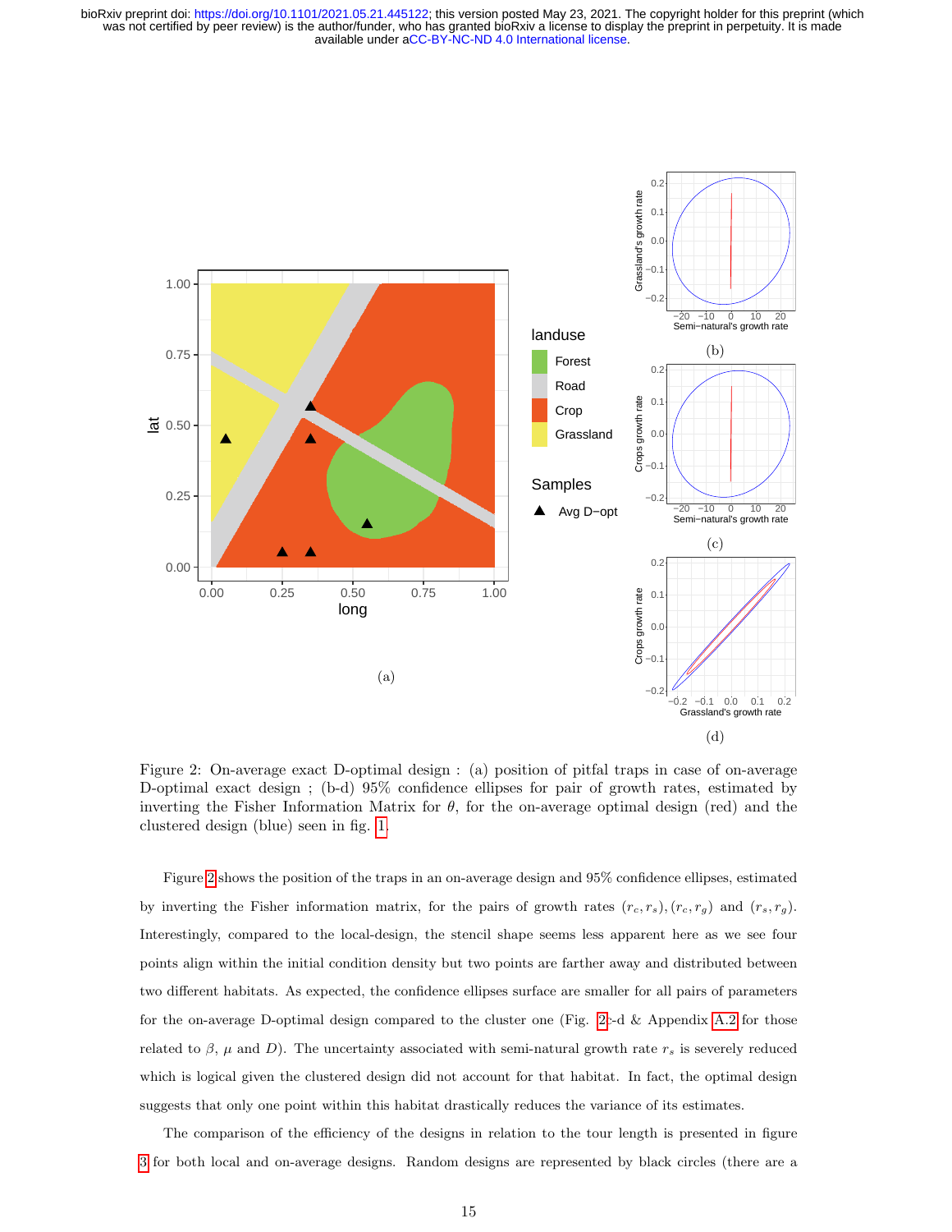Figure 2: On-average exact D-optimal design : (a) position of pitfal traps in case of on-average D-optimal exact design ; (b-d) 95% confidence ellipses for pair of growth rates, estimated by inverting the Fisher Information Matrix for $\theta$, for the on-average optimal design (red) and the clustered design (blue) seen in fig. 1.

Figure 2 shows the position of the traps in an on-average design and 95% confidence ellipses, estimated by inverting the Fisher information matrix, for the pairs of growth rates $(r_c, r_s), (r_c, r_g)$ and $(r_s, r_g)$. Interestingly, compared to the local-design, the stencil shape seems less apparent here as we see four points align within the initial condition density but two points are farther away and distributed between two different habitats. As expected, the confidence ellipses surface are smaller for all pairs of parameters for the on-average D-optimal design compared to the cluster one (Fig. 2c-d & Appendix A.2 for those related to $\beta$, $\mu$ and $D$). The uncertainty associated with semi-natural growth rate $r_s$ is severely reduced which is logical given the clustered design did not account for that habitat. In fact, the optimal design suggests that only one point within this habitat drastically reduces the variance of its estimates.

The comparison of the efficiency of the designs in relation to the tour length is presented in figure 3 for both local and on-average designs. Random designs are represented by black circles (there are a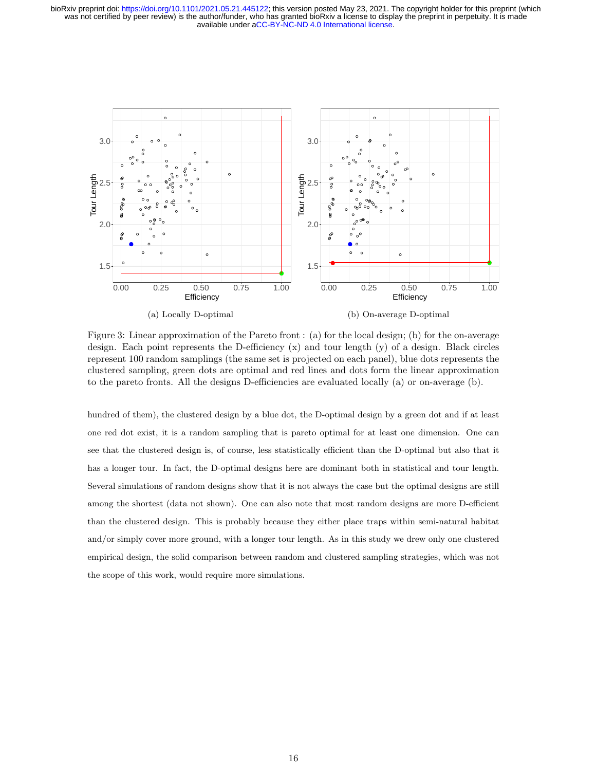(a) Locally D-optimal

(b) On-average D-optimal

Figure 3: Linear approximation of the Pareto front : (a) for the local design; (b) for the on-average design. Each point represents the D-efficiency (x) and tour length (y) of a design. Black circles represent 100 random samplings (the same set is projected on each panel), blue dots represents the clustered sampling, green dots are optimal and red lines and dots form the linear approximation to the pareto fronts. All the designs D-efficiencies are evaluated locally (a) or on-average (b).

hundred of them), the clustered design by a blue dot, the D-optimal design by a green dot and if at least one red dot exist, it is a random sampling that is pareto optimal for at least one dimension. One can see that the clustered design is, of course, less statistically efficient than the D-optimal but also that it has a longer tour. In fact, the D-optimal designs here are dominant both in statistical and tour length. Several simulations of random designs show that it is not always the case but the optimal designs are still among the shortest (data not shown). One can also note that most random designs are more D-efficient than the clustered design. This is probably because they either place traps within semi-natural habitat and/or simply cover more ground, with a longer tour length. As in this study we drew only one clustered empirical design, the solid comparison between random and clustered sampling strategies, which was not the scope of this work, would require more simulations.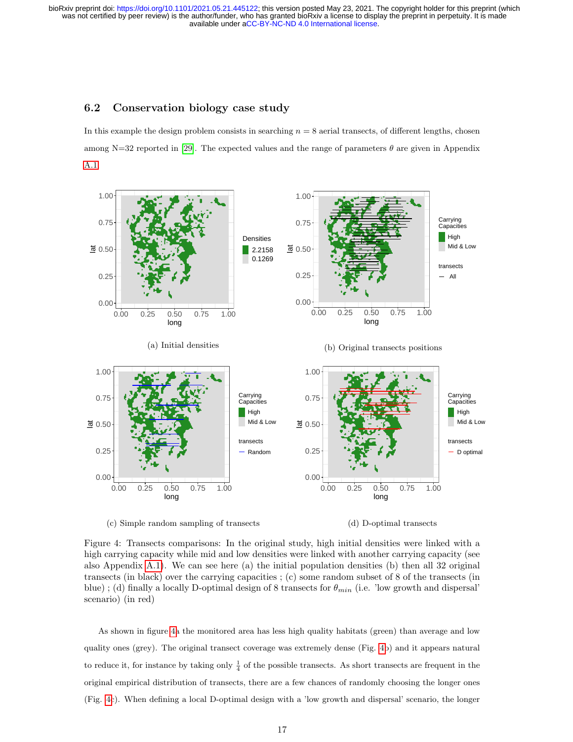## 6.2 Conservation biology case study

In this example the design problem consists in searching $n = 8$ aerial transects, of different lengths, chosen among N=32 reported in [29]. The expected values and the range of parameters $\theta$ are given in Appendix A.1

(a) Initial densities

(b) Original transects positions

(c) Simple random sampling of transects

(d) D-optimal transects

Figure 4: Transects comparisons: In the original study, high initial densities were linked with a high carrying capacity while mid and low densities were linked with another carrying capacity (see also Appendix A.1). We can see here (a) the initial population densities (b) then all 32 original transects (in black) over the carrying capacities ; (c) some random subset of 8 of the transects (in blue) ; (d) finally a locally D-optimal design of 8 transects for $\theta_{min}$ (i.e. 'low growth and dispersal' scenario) (in red)

As shown in figure 4a the monitored area has less high quality habitats (green) than average and low quality ones (grey). The original transect coverage was extremely dense (Fig. 4b) and it appears natural to reduce it, for instance by taking only $\frac{1}{4}$ of the possible transects. As short transects are frequent in the original empirical distribution of transects, there are a few chances of randomly choosing the longer ones (Fig. 4c). When defining a local D-optimal design with a 'low growth and dispersal' scenario, the longer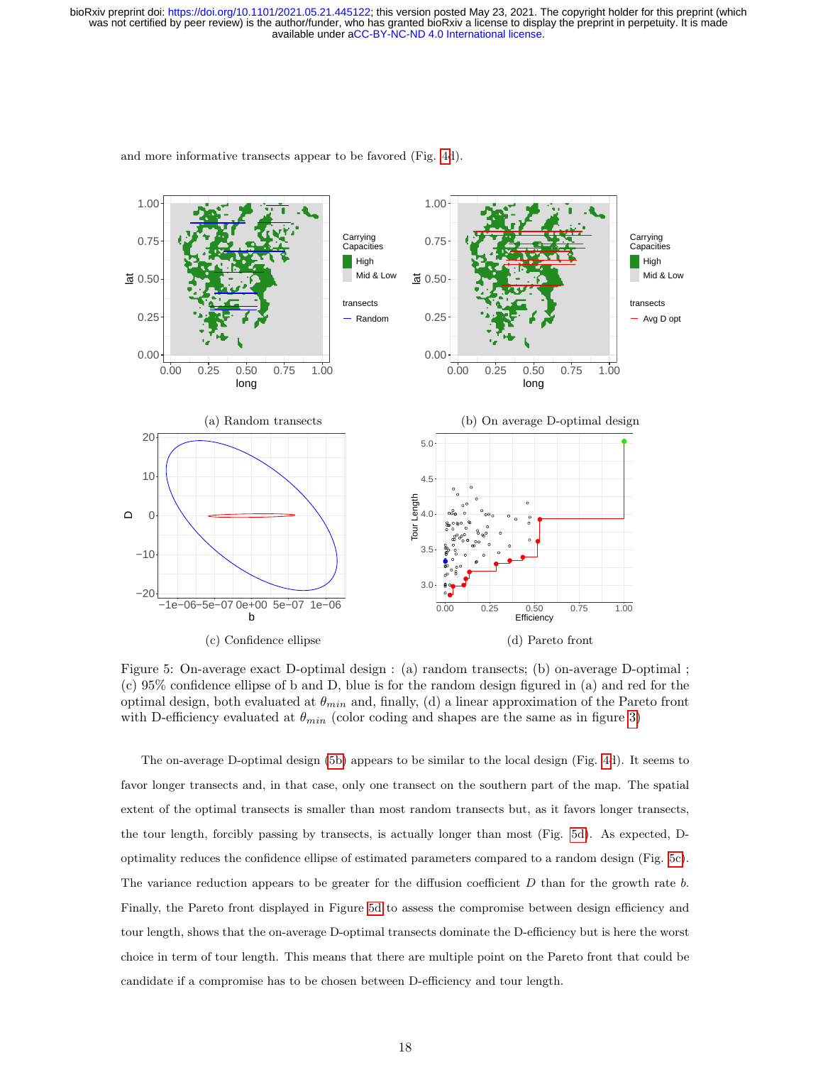and more informative transects appear to be favored (Fig. 4d).

(a) Random transects

(b) On average D-optimal design

(c) Confidence ellipse

(d) Pareto front

Figure 5: On-average exact D-optimal design : (a) random transects; (b) on-average D-optimal ; (c) 95% confidence ellipse of b and D, blue is for the random design figured in (a) and red for the optimal design, both evaluated at $\theta_{min}$ and, finally, (d) a linear approximation of the Pareto front with D-efficiency evaluated at $\theta_{min}$ (color coding and shapes are the same as in figure 3)

The on-average D-optimal design (5b) appears to be similar to the local design (Fig. 4d). It seems to favor longer transects and, in that case, only one transect on the southern part of the map. The spatial extent of the optimal transects is smaller than most random transects but, as it favors longer transects, the tour length, forcibly passing by transects, is actually longer than most (Fig. 5d). As expected, D-optimality reduces the confidence ellipse of estimated parameters compared to a random design (Fig. 5c). The variance reduction appears to be greater for the diffusion coefficient $D$ than for the growth rate $b$. Finally, the Pareto front displayed in Figure 5d to assess the compromise between design efficiency and tour length, shows that the on-average D-optimal transects dominate the D-efficiency but is here the worst choice in term of tour length. This means that there are multiple point on the Pareto front that could be candidate if a compromise has to be chosen between D-efficiency and tour length.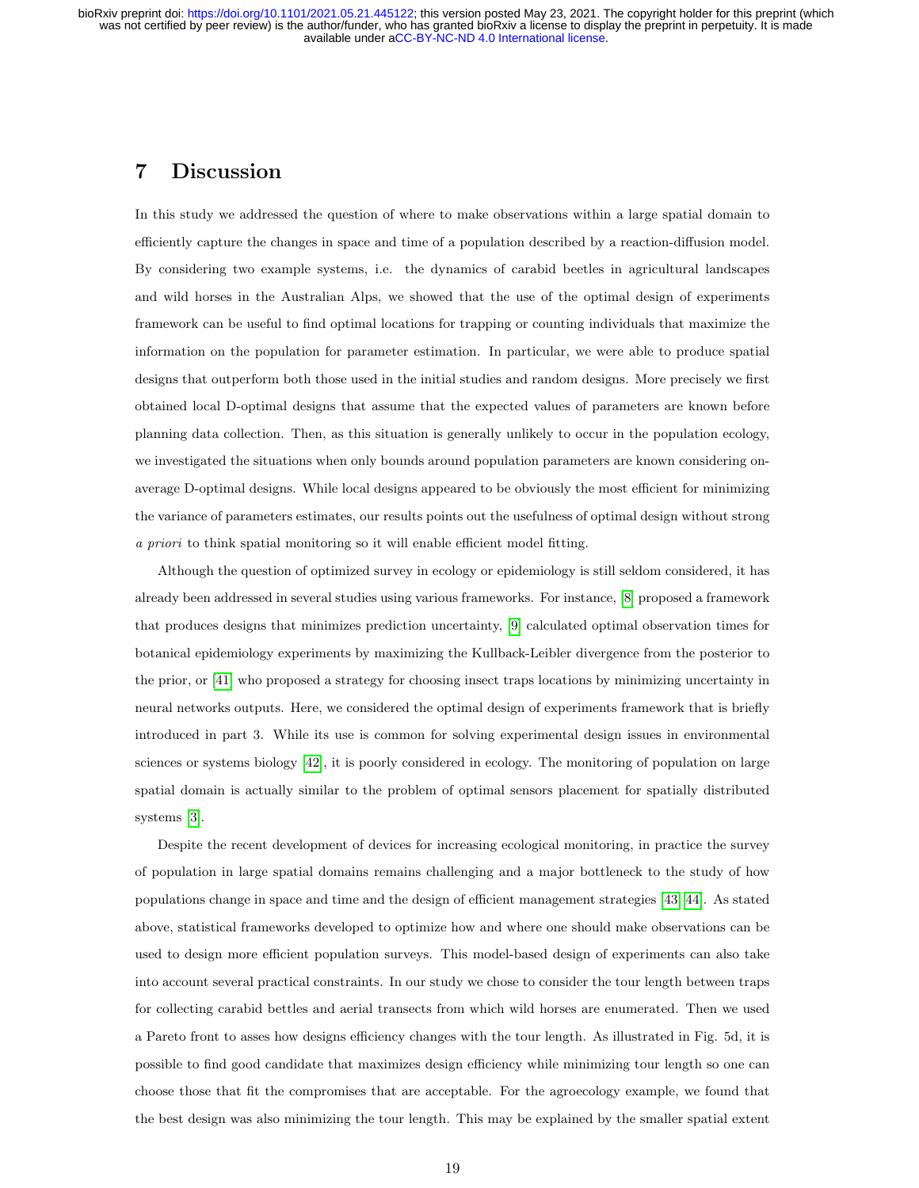# 7 Discussion

In this study we addressed the question of where to make observations within a large spatial domain to efficiently capture the changes in space and time of a population described by a reaction-diffusion model. By considering two example systems, i.e. the dynamics of carabid beetles in agricultural landscapes and wild horses in the Australian Alps, we showed that the use of the optimal design of experiments framework can be useful to find optimal locations for trapping or counting individuals that maximize the information on the population for parameter estimation. In particular, we were able to produce spatial designs that outperform both those used in the initial studies and random designs. More precisely we first obtained local D-optimal designs that assume that the expected values of parameters are known before planning data collection. Then, as this situation is generally unlikely to occur in the population ecology, we investigated the situations when only bounds around population parameters are known considering on-average D-optimal designs. While local designs appeared to be obviously the most efficient for minimizing the variance of parameters estimates, our results points out the usefulness of optimal design without strong *a priori* to think spatial monitoring so it will enable efficient model fitting.

Although the question of optimized survey in ecology or epidemiology is still seldom considered, it has already been addressed in several studies using various frameworks. For instance, [8] proposed a framework that produces designs that minimizes prediction uncertainty, [9] calculated optimal observation times for botanical epidemiology experiments by maximizing the Kullback-Leibler divergence from the posterior to the prior, or [41] who proposed a strategy for choosing insect traps locations by minimizing uncertainty in neural networks outputs. Here, we considered the optimal design of experiments framework that is briefly introduced in part 3. While its use is common for solving experimental design issues in environmental sciences or systems biology [42], it is poorly considered in ecology. The monitoring of population on large spatial domain is actually similar to the problem of optimal sensors placement for spatially distributed systems [3].

Despite the recent development of devices for increasing ecological monitoring, in practice the survey of population in large spatial domains remains challenging and a major bottleneck to the study of how populations change in space and time and the design of efficient management strategies [43, 44]. As stated above, statistical frameworks developed to optimize how and where one should make observations can be used to design more efficient population surveys. This model-based design of experiments can also take into account several practical constraints. In our study we chose to consider the tour length between traps for collecting carabid bettles and aerial transects from which wild horses are enumerated. Then we used a Pareto front to asses how designs efficiency changes with the tour length. As illustrated in Fig. 5d, it is possible to find good candidate that maximizes design efficiency while minimizing tour length so one can choose those that fit the compromises that are acceptable. For the agroecology example, we found that the best design was also minimizing the tour length. This may be explained by the smaller spatial extent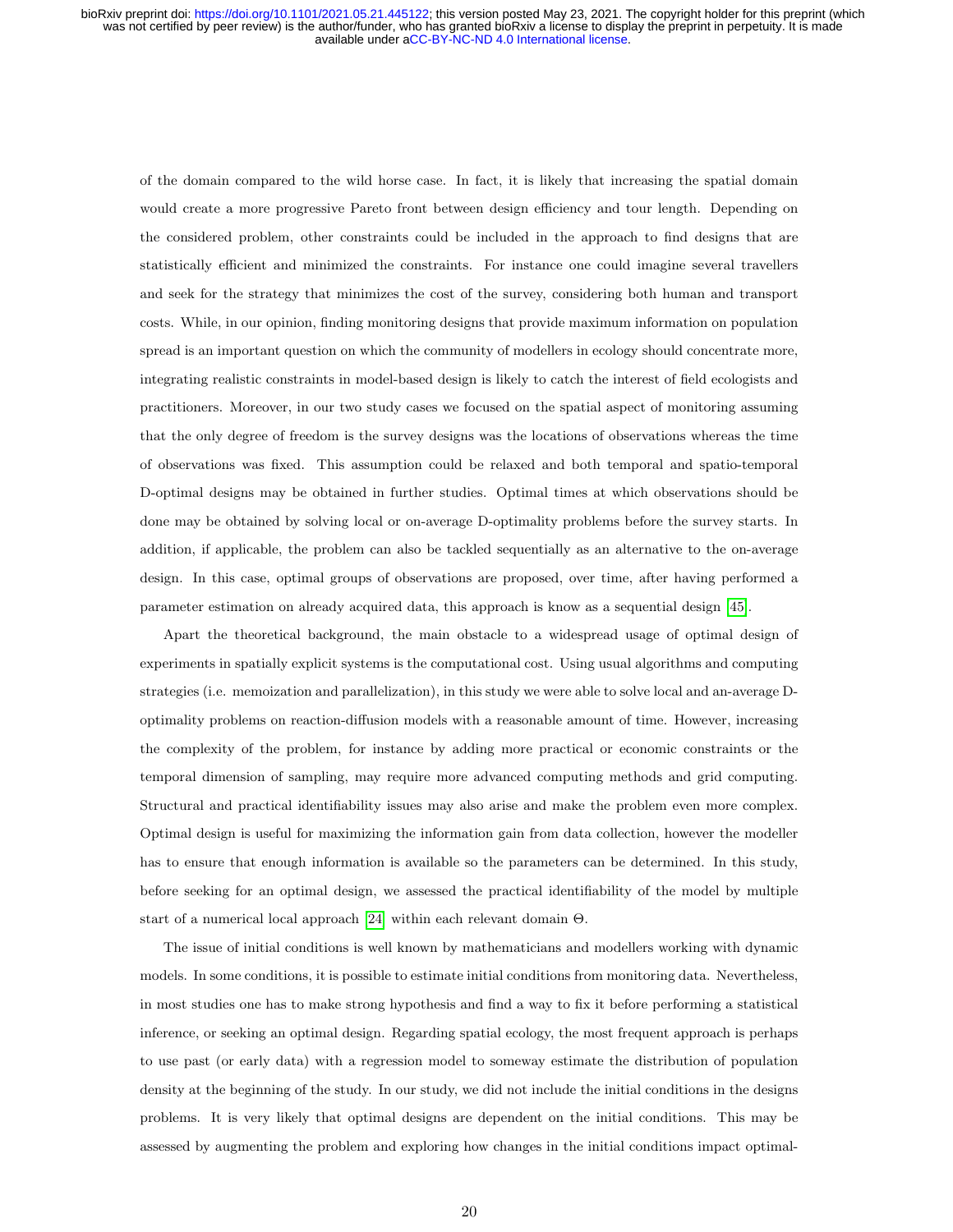of the domain compared to the wild horse case. In fact, it is likely that increasing the spatial domain would create a more progressive Pareto front between design efficiency and tour length. Depending on the considered problem, other constraints could be included in the approach to find designs that are statistically efficient and minimized the constraints. For instance one could imagine several travellers and seek for the strategy that minimizes the cost of the survey, considering both human and transport costs. While, in our opinion, finding monitoring designs that provide maximum information on population spread is an important question on which the community of modellers in ecology should concentrate more, integrating realistic constraints in model-based design is likely to catch the interest of field ecologists and practitioners. Moreover, in our two study cases we focused on the spatial aspect of monitoring assuming that the only degree of freedom is the survey designs was the locations of observations whereas the time of observations was fixed. This assumption could be relaxed and both temporal and spatio-temporal D-optimal designs may be obtained in further studies. Optimal times at which observations should be done may be obtained by solving local or on-average D-optimality problems before the survey starts. In addition, if applicable, the problem can also be tackled sequentially as an alternative to the on-average design. In this case, optimal groups of observations are proposed, over time, after having performed a parameter estimation on already acquired data, this approach is know as a sequential design [45].

Apart the theoretical background, the main obstacle to a widespread usage of optimal design of experiments in spatially explicit systems is the computational cost. Using usual algorithms and computing strategies (i.e. memoization and parallelization), in this study we were able to solve local and an-average D-optimality problems on reaction-diffusion models with a reasonable amount of time. However, increasing the complexity of the problem, for instance by adding more practical or economic constraints or the temporal dimension of sampling, may require more advanced computing methods and grid computing. Structural and practical identifiability issues may also arise and make the problem even more complex. Optimal design is useful for maximizing the information gain from data collection, however the modeller has to ensure that enough information is available so the parameters can be determined. In this study, before seeking for an optimal design, we assessed the practical identifiability of the model by multiple start of a numerical local approach [24] within each relevant domain $\Theta$.

The issue of initial conditions is well known by mathematicians and modellers working with dynamic models. In some conditions, it is possible to estimate initial conditions from monitoring data. Nevertheless, in most studies one has to make strong hypothesis and find a way to fix it before performing a statistical inference, or seeking an optimal design. Regarding spatial ecology, the most frequent approach is perhaps to use past (or early data) with a regression model to someway estimate the distribution of population density at the beginning of the study. In our study, we did not include the initial conditions in the designs problems. It is very likely that optimal designs are dependent on the initial conditions. This may be assessed by augmenting the problem and exploring how changes in the initial conditions impact optimal-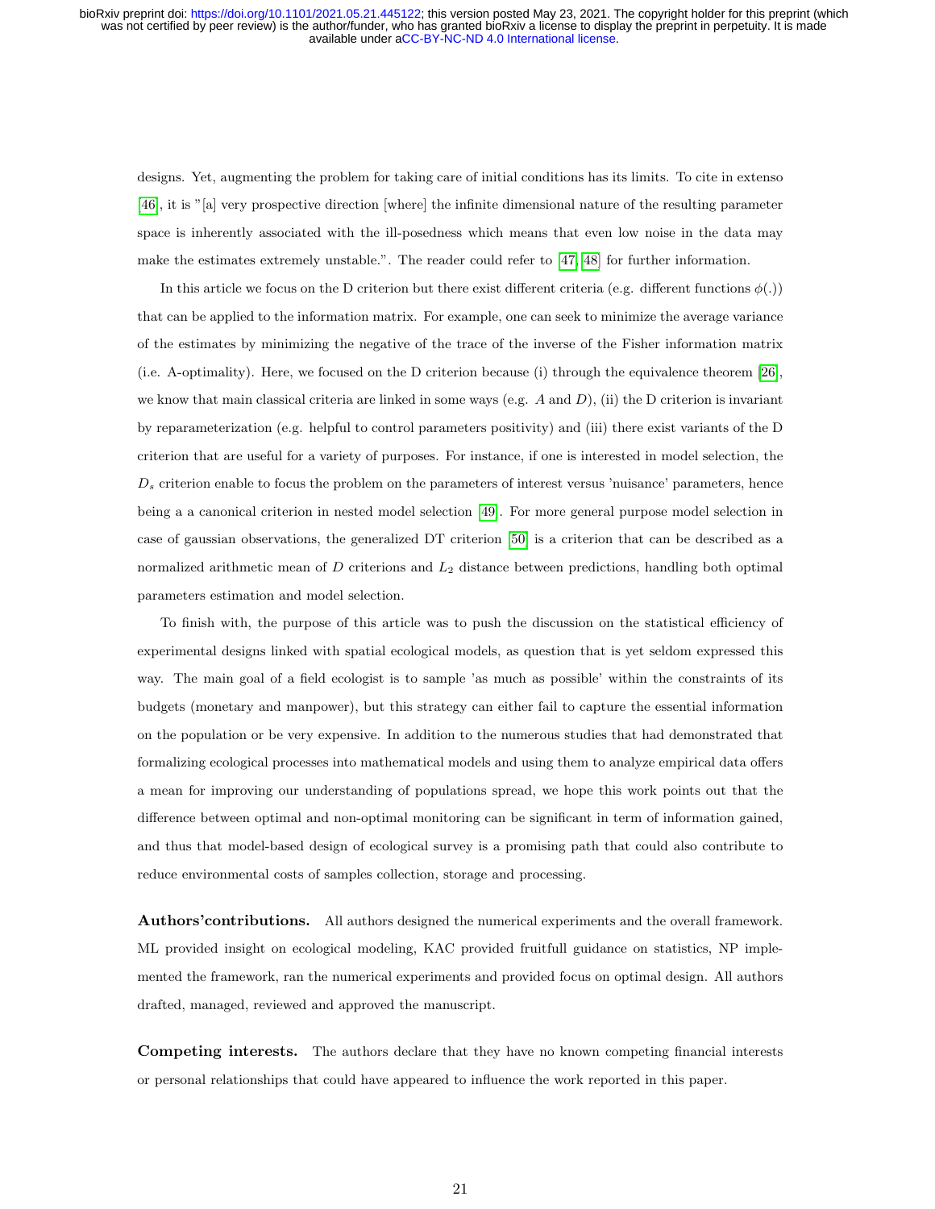designs. Yet, augmenting the problem for taking care of initial conditions has its limits. To cite in extenso [46], it is "[a] very prospective direction [where] the infinite dimensional nature of the resulting parameter space is inherently associated with the ill-posedness which means that even low noise in the data may make the estimates extremely unstable.". The reader could refer to [47, 48] for further information.

In this article we focus on the D criterion but there exist different criteria (e.g. different functions $\phi(.)$) that can be applied to the information matrix. For example, one can seek to minimize the average variance of the estimates by minimizing the negative of the trace of the inverse of the Fisher information matrix (i.e. A-optimality). Here, we focused on the D criterion because (i) through the equivalence theorem [26], we know that main classical criteria are linked in some ways (e.g. $A$ and $D$), (ii) the D criterion is invariant by reparameterization (e.g. helpful to control parameters positivity) and (iii) there exist variants of the D criterion that are useful for a variety of purposes. For instance, if one is interested in model selection, the $D_s$ criterion enable to focus the problem on the parameters of interest versus 'nuisance' parameters, hence being a a canonical criterion in nested model selection [49]. For more general purpose model selection in case of gaussian observations, the generalized DT criterion [50] is a criterion that can be described as a normalized arithmetic mean of $D$ criterions and $L_2$ distance between predictions, handling both optimal parameters estimation and model selection.

To finish with, the purpose of this article was to push the discussion on the statistical efficiency of experimental designs linked with spatial ecological models, as question that is yet seldom expressed this way. The main goal of a field ecologist is to sample 'as much as possible' within the constraints of its budgets (monetary and manpower), but this strategy can either fail to capture the essential information on the population or be very expensive. In addition to the numerous studies that had demonstrated that formalizing ecological processes into mathematical models and using them to analyze empirical data offers a mean for improving our understanding of populations spread, we hope this work points out that the difference between optimal and non-optimal monitoring can be significant in term of information gained, and thus that model-based design of ecological survey is a promising path that could also contribute to reduce environmental costs of samples collection, storage and processing.

**Authors'contributions.** All authors designed the numerical experiments and the overall framework. ML provided insight on ecological modeling, KAC provided fruitfull guidance on statistics, NP implemented the framework, ran the numerical experiments and provided focus on optimal design. All authors drafted, managed, reviewed and approved the manuscript.

**Competing interests.** The authors declare that they have no known competing financial interests or personal relationships that could have appeared to influence the work reported in this paper.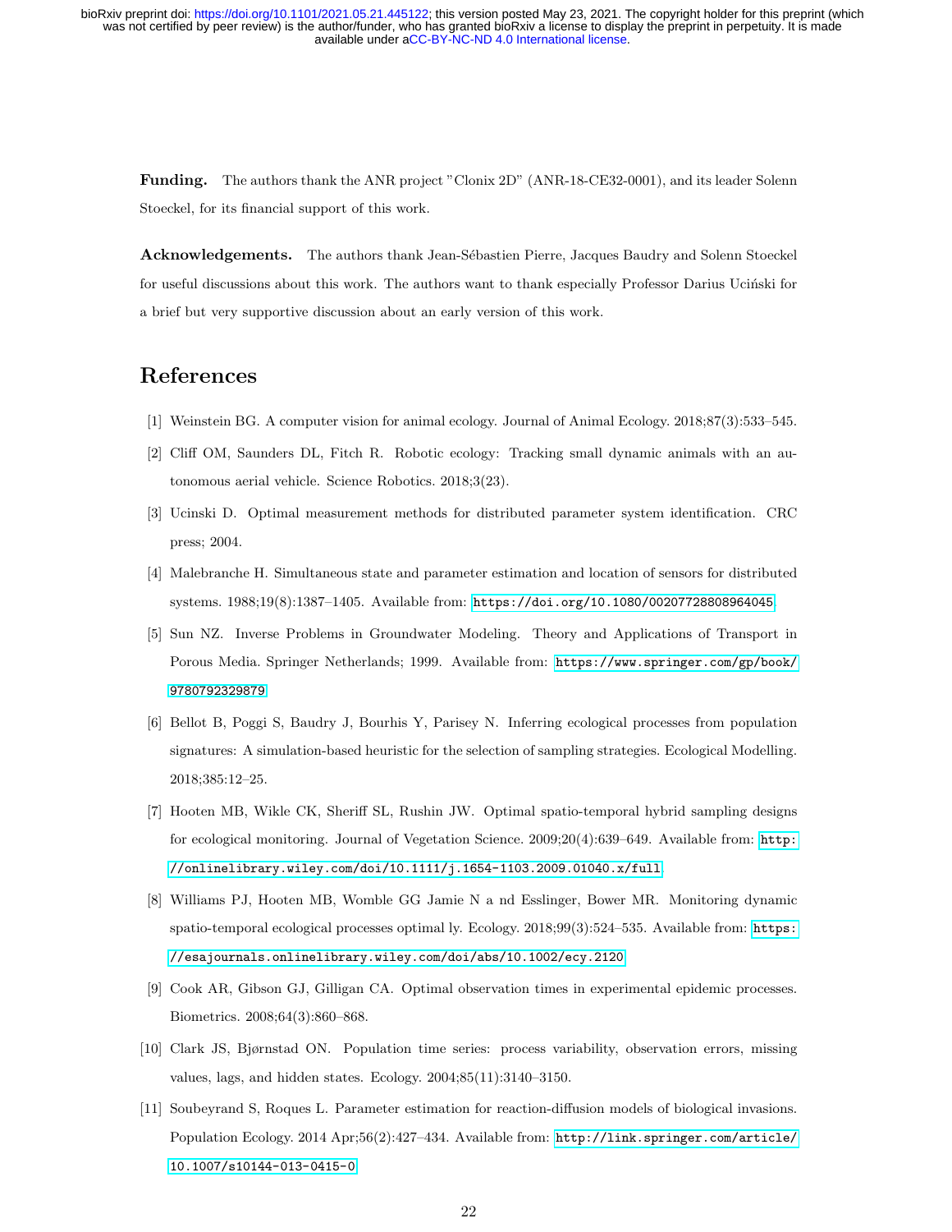**Funding.** The authors thank the ANR project "Clonix 2D" (ANR-18-CE32-0001), and its leader Solenn Stoeckel, for its financial support of this work.

**Acknowledgements.** The authors thank Jean-Sébastien Pierre, Jacques Baudry and Solenn Stoeckel for useful discussions about this work. The authors want to thank especially Professor Darius Uciński for a brief but very supportive discussion about an early version of this work.

# References

[1] Weinstein BG. A computer vision for animal ecology. Journal of Animal Ecology. 2018;87(3):533–545.

[2] Cliff OM, Saunders DL, Fitch R. Robotic ecology: Tracking small dynamic animals with an autonomous aerial vehicle. Science Robotics. 2018;3(23).

[3] Ucinski D. Optimal measurement methods for distributed parameter system identification. CRC press; 2004.

[4] Malebranche H. Simultaneous state and parameter estimation and location of sensors for distributed systems. 1988;19(8):1387–1405. Available from: https://doi.org/10.1080/00207728808964045

[5] Sun NZ. Inverse Problems in Groundwater Modeling. Theory and Applications of Transport in Porous Media. Springer Netherlands; 1999. Available from: https://www.springer.com/gp/book/9780792329879

[6] Bellot B, Poggi S, Baudry J, Bourhis Y, Parisey N. Inferring ecological processes from population signatures: A simulation-based heuristic for the selection of sampling strategies. Ecological Modelling. 2018;385:12–25.

[7] Hooten MB, Wikle CK, Sheriff SL, Rushin JW. Optimal spatio-temporal hybrid sampling designs for ecological monitoring. Journal of Vegetation Science. 2009;20(4):639–649. Available from: http://onlinelibrary.wiley.com/doi/10.1111/j.1654-1103.2009.01040.x/full

[8] Williams PJ, Hooten MB, Womble GG Jamie N a nd Esslinger, Bower MR. Monitoring dynamic spatio-temporal ecological processes optimal ly. Ecology. 2018;99(3):524–535. Available from: https://esajournals.onlinelibrary.wiley.com/doi/abs/10.1002/ecy.2120

[9] Cook AR, Gibson GJ, Gilligan CA. Optimal observation times in experimental epidemic processes. Biometrics. 2008;64(3):860–868.

[10] Clark JS, Bjørnstad ON. Population time series: process variability, observation errors, missing values, lags, and hidden states. Ecology. 2004;85(11):3140–3150.

[11] Soubeyrand S, Roques L. Parameter estimation for reaction-diffusion models of biological invasions. Population Ecology. 2014 Apr;56(2):427–434. Available from: http://link.springer.com/article/10.1007/s10144-013-0415-0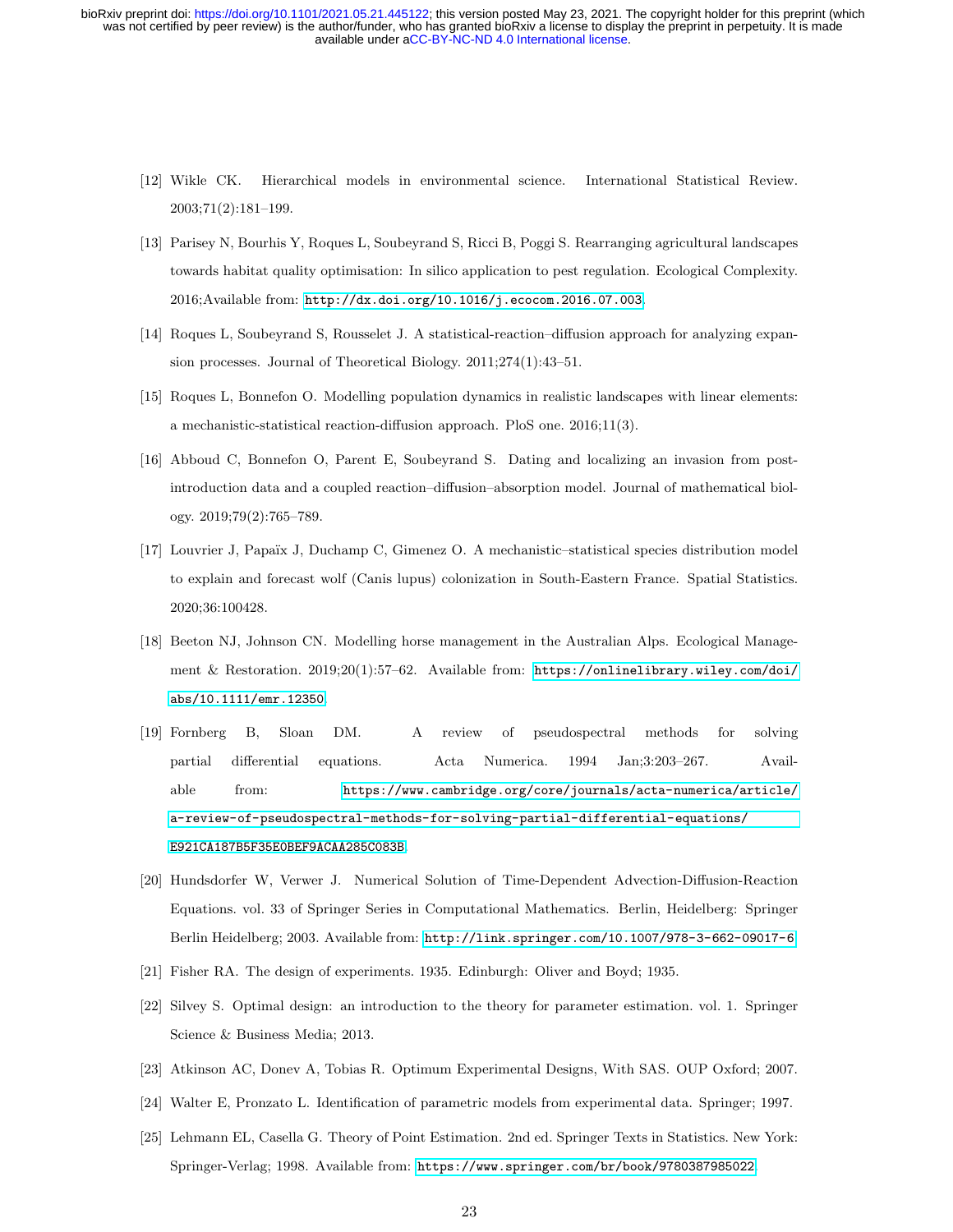[12] Wikle CK. Hierarchical models in environmental science. International Statistical Review. 2003;71(2):181–199.

[13] Parisey N, Bourhis Y, Roques L, Soubeyrand S, Ricci B, Poggi S. Rearranging agricultural landscapes towards habitat quality optimisation: In silico application to pest regulation. Ecological Complexity. 2016;Available from: http://dx.doi.org/10.1016/j.ecocom.2016.07.003.

[14] Roques L, Soubeyrand S, Rousselet J. A statistical-reaction–diffusion approach for analyzing expansion processes. Journal of Theoretical Biology. 2011;274(1):43–51.

[15] Roques L, Bonnefon O. Modelling population dynamics in realistic landscapes with linear elements: a mechanistic-statistical reaction-diffusion approach. PloS one. 2016;11(3).

[16] Abboud C, Bonnefon O, Parent E, Soubeyrand S. Dating and localizing an invasion from post-introduction data and a coupled reaction–diffusion–absorption model. Journal of mathematical biology. 2019;79(2):765–789.

[17] Louvrier J, Papaïx J, Duchamp C, Gimenez O. A mechanistic–statistical species distribution model to explain and forecast wolf (Canis lupus) colonization in South-Eastern France. Spatial Statistics. 2020;36:100428.

[18] Beeton NJ, Johnson CN. Modelling horse management in the Australian Alps. Ecological Management & Restoration. 2019;20(1):57–62. Available from: https://onlinelibrary.wiley.com/doi/abs/10.1111/emr.12350.

[19] Fornberg B, Sloan DM. A review of pseudospectral methods for solving partial differential equations. Acta Numerica. 1994 Jan;3:203–267. Available from: https://www.cambridge.org/core/journals/acta-numerica/article/a-review-of-pseudospectral-methods-for-solving-partial-differential-equations/E921CA187B5F35E0BEF9ACAA285C083B.

[20] Hundsdorfer W, Verwer J. Numerical Solution of Time-Dependent Advection-Diffusion-Reaction Equations. vol. 33 of Springer Series in Computational Mathematics. Berlin, Heidelberg: Springer Berlin Heidelberg; 2003. Available from: http://link.springer.com/10.1007/978-3-662-09017-6.

[21] Fisher RA. The design of experiments. 1935. Edinburgh: Oliver and Boyd; 1935.

[22] Silvey S. Optimal design: an introduction to the theory for parameter estimation. vol. 1. Springer Science & Business Media; 2013.

[23] Atkinson AC, Donev A, Tobias R. Optimum Experimental Designs, With SAS. OUP Oxford; 2007.

[24] Walter E, Pronzato L. Identification of parametric models from experimental data. Springer; 1997.

[25] Lehmann EL, Casella G. Theory of Point Estimation. 2nd ed. Springer Texts in Statistics. New York: Springer-Verlag; 1998. Available from: https://www.springer.com/br/book/9780387985022.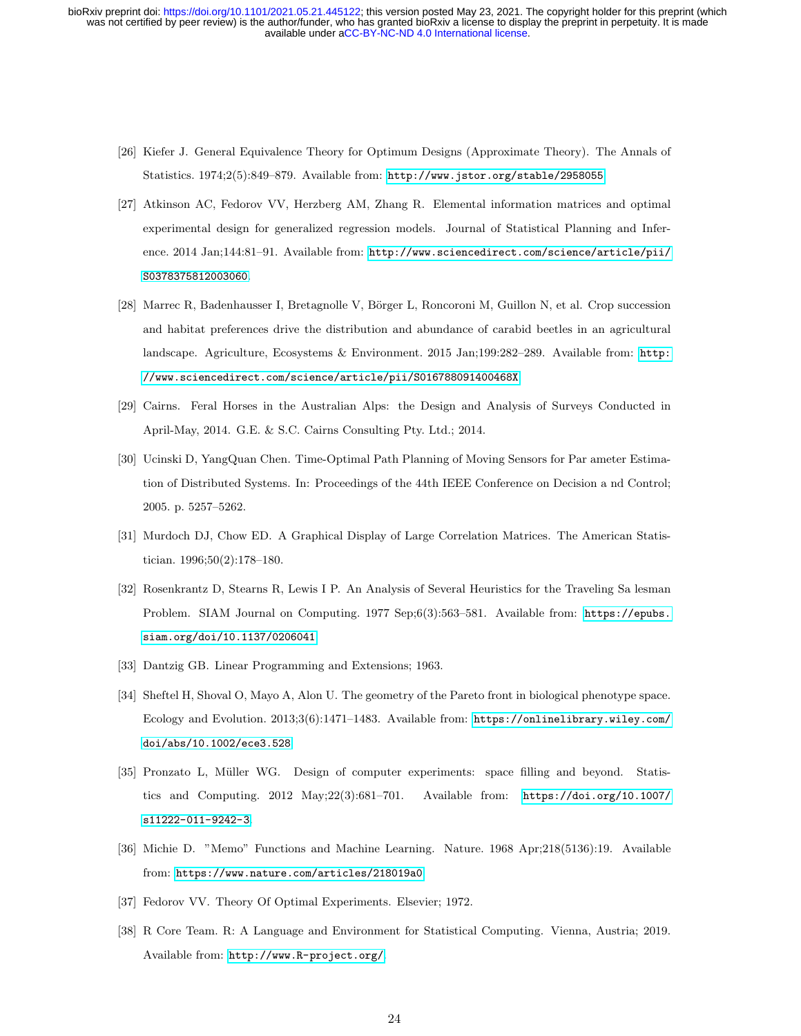[26] Kiefer J. General Equivalence Theory for Optimum Designs (Approximate Theory). The Annals of Statistics. 1974;2(5):849–879. Available from: http://www.jstor.org/stable/2958055.

[27] Atkinson AC, Fedorov VV, Herzberg AM, Zhang R. Elemental information matrices and optimal experimental design for generalized regression models. Journal of Statistical Planning and Inference. 2014 Jan;144:81–91. Available from: http://www.sciencedirect.com/science/article/pii/S0378375812003060.

[28] Marrec R, Badenhausser I, Bretagnolle V, Börger L, Roncoroni M, Guillon N, et al. Crop succession and habitat preferences drive the distribution and abundance of carabid beetles in an agricultural landscape. Agriculture, Ecosystems & Environment. 2015 Jan;199:282–289. Available from: http://www.sciencedirect.com/science/article/pii/S016788091400468X.

[29] Cairns. Feral Horses in the Australian Alps: the Design and Analysis of Surveys Conducted in April-May, 2014. G.E. & S.C. Cairns Consulting Pty. Ltd.; 2014.

[30] Ucinski D, YangQuan Chen. Time-Optimal Path Planning of Moving Sensors for Par ameter Estimation of Distributed Systems. In: Proceedings of the 44th IEEE Conference on Decision a nd Control; 2005. p. 5257–5262.

[31] Murdoch DJ, Chow ED. A Graphical Display of Large Correlation Matrices. The American Statistician. 1996;50(2):178–180.

[32] Rosenkrantz D, Stearns R, Lewis I P. An Analysis of Several Heuristics for the Traveling Sa lesman Problem. SIAM Journal on Computing. 1977 Sep;6(3):563–581. Available from: https://epubs.siam.org/doi/10.1137/0206041.

[33] Dantzig GB. Linear Programming and Extensions; 1963.

[34] Sheftel H, Shoval O, Mayo A, Alon U. The geometry of the Pareto front in biological phenotype space. Ecology and Evolution. 2013;3(6):1471–1483. Available from: https://onlinelibrary.wiley.com/doi/abs/10.1002/ece3.528.

[35] Pronzato L, Müller WG. Design of computer experiments: space filling and beyond. Statistics and Computing. 2012 May;22(3):681–701. Available from: https://doi.org/10.1007/s11222-011-9242-3.

[36] Michie D. "Memo" Functions and Machine Learning. Nature. 1968 Apr;218(5136):19. Available from: https://www.nature.com/articles/218019a0.

[37] Fedorov VV. Theory Of Optimal Experiments. Elsevier; 1972.

[38] R Core Team. R: A Language and Environment for Statistical Computing. Vienna, Austria; 2019. Available from: http://www.R-project.org/.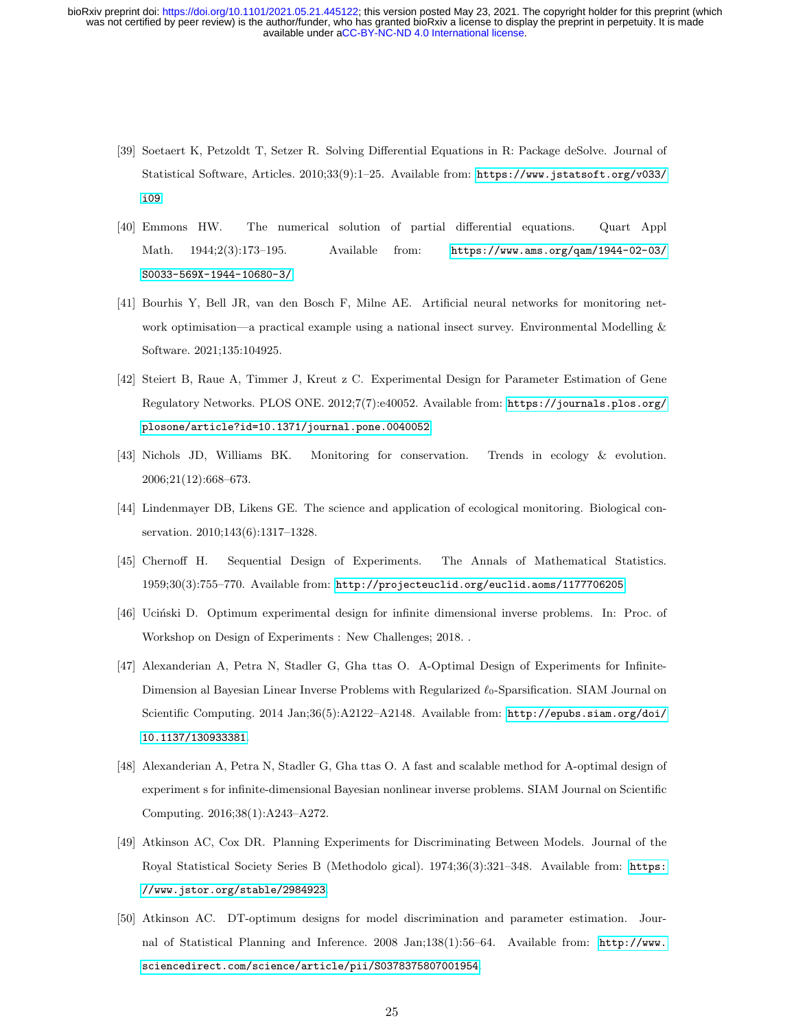[39] Soetaert K, Petzoldt T, Setzer R. Solving Differential Equations in R: Package deSolve. Journal of Statistical Software, Articles. 2010;33(9):1–25. Available from: https://www.jstatsoft.org/v033/i09

[40] Emmons HW. The numerical solution of partial differential equations. Quart Appl Math. 1944;2(3):173–195. Available from: https://www.ams.org/qam/1944-02-03/S0033-569X-1944-10680-3/

[41] Bourhis Y, Bell JR, van den Bosch F, Milne AE. Artificial neural networks for monitoring network optimisation—a practical example using a national insect survey. Environmental Modelling & Software. 2021;135:104925.

[42] Steiert B, Raue A, Timmer J, Kreut z C. Experimental Design for Parameter Estimation of Gene Regulatory Networks. PLOS ONE. 2012;7(7):e40052. Available from: https://journals.plos.org/plosone/article?id=10.1371/journal.pone.0040052

[43] Nichols JD, Williams BK. Monitoring for conservation. Trends in ecology & evolution. 2006;21(12):668–673.

[44] Lindenmayer DB, Likens GE. The science and application of ecological monitoring. Biological conservation. 2010;143(6):1317–1328.

[45] Chernoff H. Sequential Design of Experiments. The Annals of Mathematical Statistics. 1959;30(3):755–770. Available from: http://projecteuclid.org/euclid.aoms/1177706205

[46] Uciński D. Optimum experimental design for infinite dimensional inverse problems. In: Proc. of Workshop on Design of Experiments : New Challenges; 2018. .

[47] Alexanderian A, Petra N, Stadler G, Gha ttas O. A-Optimal Design of Experiments for Infinite-Dimension al Bayesian Linear Inverse Problems with Regularized $\ell_0$-Sparsification. SIAM Journal on Scientific Computing. 2014 Jan;36(5):A2122–A2148. Available from: http://epubs.siam.org/doi/10.1137/130933381

[48] Alexanderian A, Petra N, Stadler G, Gha ttas O. A fast and scalable method for A-optimal design of experiment s for infinite-dimensional Bayesian nonlinear inverse problems. SIAM Journal on Scientific Computing. 2016;38(1):A243–A272.

[49] Atkinson AC, Cox DR. Planning Experiments for Discriminating Between Models. Journal of the Royal Statistical Society Series B (Methodolo gical). 1974;36(3):321–348. Available from: https://www.jstor.org/stable/2984923

[50] Atkinson AC. DT-optimum designs for model discrimination and parameter estimation. Journal of Statistical Planning and Inference. 2008 Jan;138(1):56–64. Available from: http://www.sciencedirect.com/science/article/pii/S0378375807001954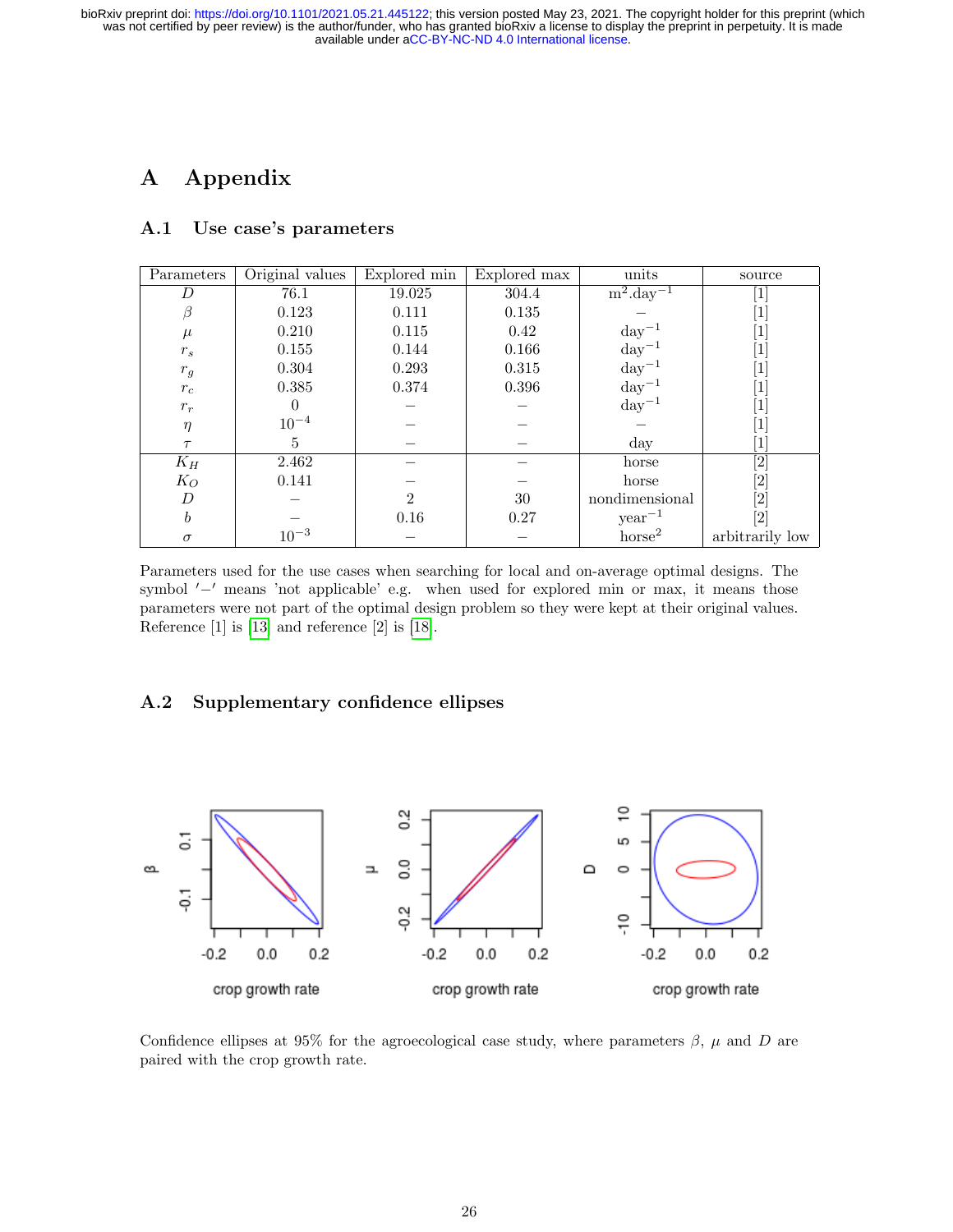# A Appendix

## A.1 Use case's parameters

| Parameters | Original values | Explored min | Explored max | units | source |
|---|---|---|---|---|---|
| $D$ | 76.1 | 19.025 | 304.4 | $m^2.day^{-1}$ | [1] |
| $\beta$ | 0.123 | 0.111 | 0.135 | – | [1] |
| $\mu$ | 0.210 | 0.115 | 0.42 | $day^{-1}$ | [1] |
| $r_s$ | 0.155 | 0.144 | 0.166 | $day^{-1}$ | [1] |
| $r_g$ | 0.304 | 0.293 | 0.315 | $day^{-1}$ | [1] |
| $r_c$ | 0.385 | 0.374 | 0.396 | $day^{-1}$ | [1] |
| $r_r$ | 0 | – | – | $day^{-1}$ | [1] |
| $\eta$ | $10^{-4}$ | – | – | – | [1] |
| $\tau$ | 5 | – | – | day | [1] |
| $K_H$ | 2.462 | – | – | horse | [2] |
| $K_O$ | 0.141 | – | – | horse | [2] |
| $D$ | – | 2 | 30 | nondimensional | [2] |
| $b$ | – | 0.16 | 0.27 | $year^{-1}$ | [2] |
| $\sigma$ | $10^{-3}$ | – | – | $horse^2$ | arbitrarily low |

Parameters used for the use cases when searching for local and on-average optimal designs. The symbol '–' means 'not applicable' e.g. when used for explored min or max, it means those parameters were not part of the optimal design problem so they were kept at their original values. Reference [1] is [13] and reference [2] is [18].

## A.2 Supplementary confidence ellipses

β
0.1
-0.1
-0.2 0.0 0.2
crop growth rate

μ
0.2
0.0
-0.2
-0.2 0.0 0.2
crop growth rate

D
10
5
0
-10
-0.2 0.0 0.2
crop growth rate

Confidence ellipses at 95% for the agroecological case study, where parameters $\beta$, $\mu$ and $D$ are paired with the crop growth rate.